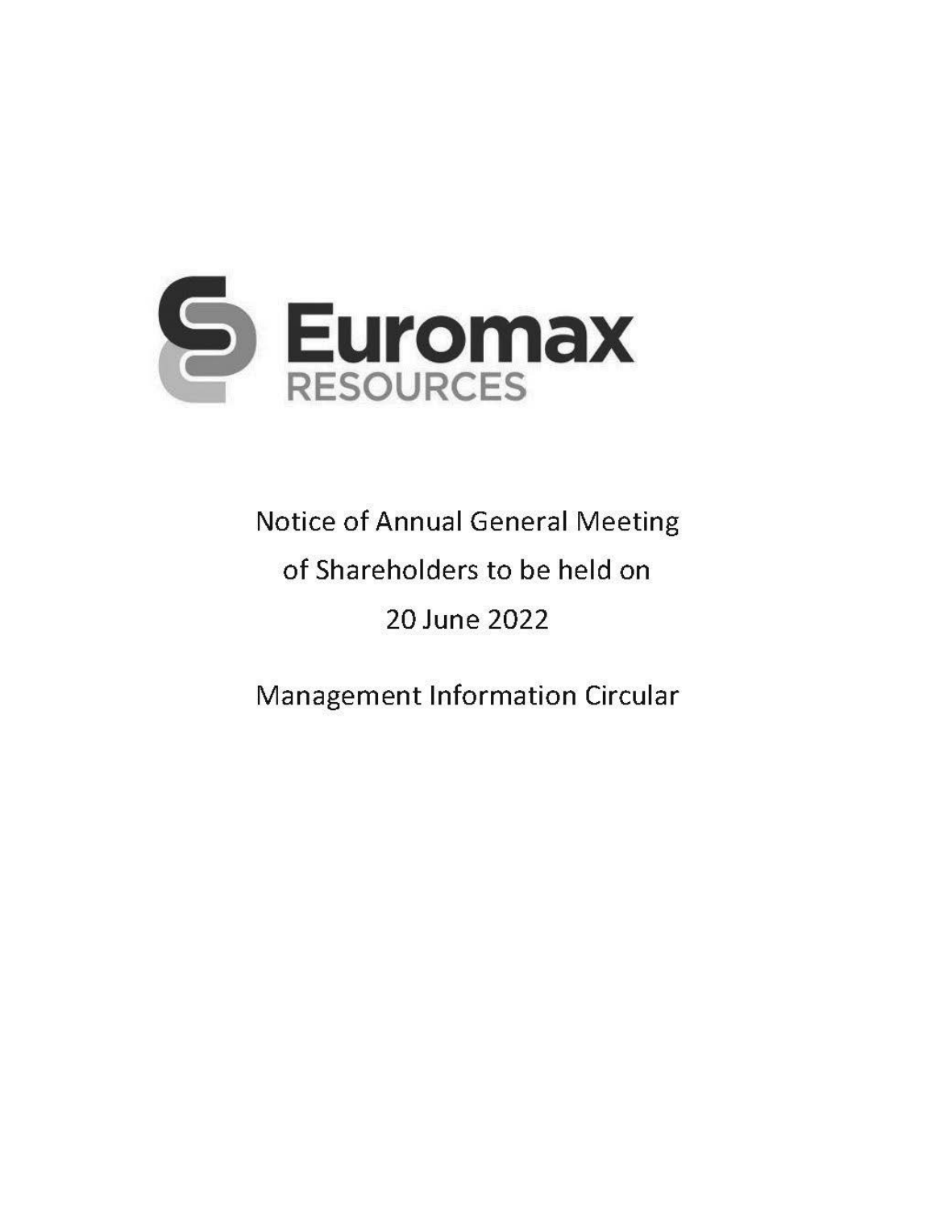# Euromax RESOURCES

Notice of Annual General Meeting of Shareholders to be held on 20 June 2022

Management Information Circular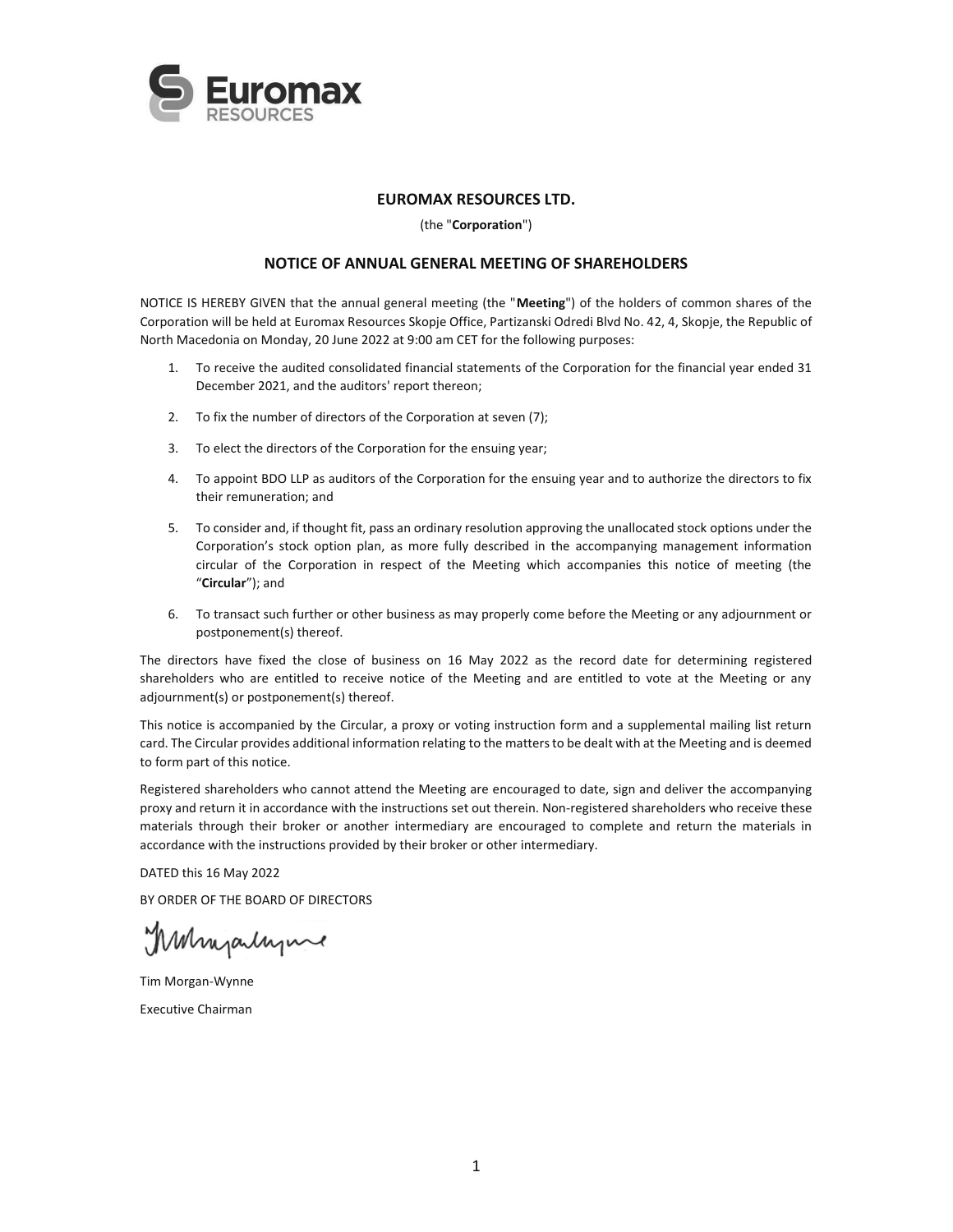# EUROMAX RESOURCES LTD.

(the "**Corporation**")

## NOTICE OF ANNUAL GENERAL MEETING OF SHAREHOLDERS

NOTICE IS HEREBY GIVEN that the annual general meeting (the "**Meeting**") of the holders of common shares of the Corporation will be held at Euromax Resources Skopje Office, Partizanski Odredi Blvd No. 42, 4, Skopje, the Republic of North Macedonia on Monday, 20 June 2022 at 9:00 am CET for the following purposes:

1. To receive the audited consolidated financial statements of the Corporation for the financial year ended 31 December 2021, and the auditors' report thereon;
2. To fix the number of directors of the Corporation at seven (7);
3. To elect the directors of the Corporation for the ensuing year;
4. To appoint BDO LLP as auditors of the Corporation for the ensuing year and to authorize the directors to fix their remuneration; and
5. To consider and, if thought fit, pass an ordinary resolution approving the unallocated stock options under the Corporation's stock option plan, as more fully described in the accompanying management information circular of the Corporation in respect of the Meeting which accompanies this notice of meeting (the "**Circular**"); and
6. To transact such further or other business as may properly come before the Meeting or any adjournment or postponement(s) thereof.

The directors have fixed the close of business on 16 May 2022 as the record date for determining registered shareholders who are entitled to receive notice of the Meeting and are entitled to vote at the Meeting or any adjournment(s) or postponement(s) thereof.

This notice is accompanied by the Circular, a proxy or voting instruction form and a supplemental mailing list return card. The Circular provides additional information relating to the matters to be dealt with at the Meeting and is deemed to form part of this notice.

Registered shareholders who cannot attend the Meeting are encouraged to date, sign and deliver the accompanying proxy and return it in accordance with the instructions set out therein. Non-registered shareholders who receive these materials through their broker or another intermediary are encouraged to complete and return the materials in accordance with the instructions provided by their broker or other intermediary.

DATED this 16 May 2022

BY ORDER OF THE BOARD OF DIRECTORS

Tim Morgan-Wynne

Executive Chairman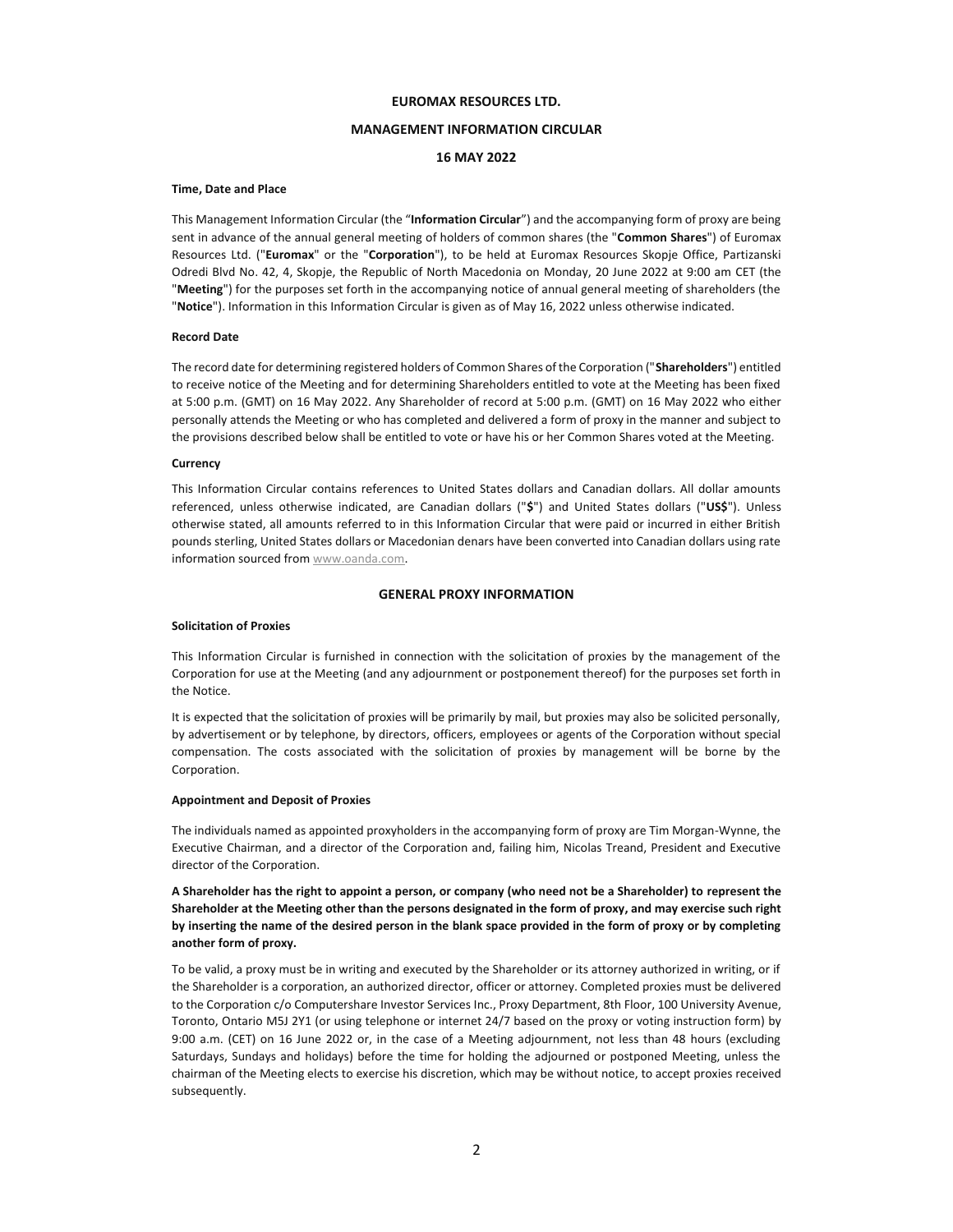**EUROMAX RESOURCES LTD.**

**MANAGEMENT INFORMATION CIRCULAR**

**16 MAY 2022**

**Time, Date and Place**

This Management Information Circular (the "**Information Circular**") and the accompanying form of proxy are being sent in advance of the annual general meeting of holders of common shares (the "**Common Shares**") of Euromax Resources Ltd. ("**Euromax**" or the "**Corporation**"), to be held at Euromax Resources Skopje Office, Partizanski Odredi Blvd No. 42, 4, Skopje, the Republic of North Macedonia on Monday, 20 June 2022 at 9:00 am CET (the "**Meeting**") for the purposes set forth in the accompanying notice of annual general meeting of shareholders (the "**Notice**"). Information in this Information Circular is given as of May 16, 2022 unless otherwise indicated.

**Record Date**

The record date for determining registered holders of Common Shares of the Corporation ("**Shareholders**") entitled to receive notice of the Meeting and for determining Shareholders entitled to vote at the Meeting has been fixed at 5:00 p.m. (GMT) on 16 May 2022. Any Shareholder of record at 5:00 p.m. (GMT) on 16 May 2022 who either personally attends the Meeting or who has completed and delivered a form of proxy in the manner and subject to the provisions described below shall be entitled to vote or have his or her Common Shares voted at the Meeting.

**Currency**

This Information Circular contains references to United States dollars and Canadian dollars. All dollar amounts referenced, unless otherwise indicated, are Canadian dollars ("**$**") and United States dollars ("**US$**"). Unless otherwise stated, all amounts referred to in this Information Circular that were paid or incurred in either British pounds sterling, United States dollars or Macedonian denars have been converted into Canadian dollars using rate information sourced from www.oanda.com.

## GENERAL PROXY INFORMATION

**Solicitation of Proxies**

This Information Circular is furnished in connection with the solicitation of proxies by the management of the Corporation for use at the Meeting (and any adjournment or postponement thereof) for the purposes set forth in the Notice.

It is expected that the solicitation of proxies will be primarily by mail, but proxies may also be solicited personally, by advertisement or by telephone, by directors, officers, employees or agents of the Corporation without special compensation. The costs associated with the solicitation of proxies by management will be borne by the Corporation.

**Appointment and Deposit of Proxies**

The individuals named as appointed proxyholders in the accompanying form of proxy are Tim Morgan-Wynne, the Executive Chairman, and a director of the Corporation and, failing him, Nicolas Treand, President and Executive director of the Corporation.

**A Shareholder has the right to appoint a person, or company (who need not be a Shareholder) to represent the Shareholder at the Meeting other than the persons designated in the form of proxy, and may exercise such right by inserting the name of the desired person in the blank space provided in the form of proxy or by completing another form of proxy.**

To be valid, a proxy must be in writing and executed by the Shareholder or its attorney authorized in writing, or if the Shareholder is a corporation, an authorized director, officer or attorney. Completed proxies must be delivered to the Corporation c/o Computershare Investor Services Inc., Proxy Department, 8th Floor, 100 University Avenue, Toronto, Ontario M5J 2Y1 (or using telephone or internet 24/7 based on the proxy or voting instruction form) by 9:00 a.m. (CET) on 16 June 2022 or, in the case of a Meeting adjournment, not less than 48 hours (excluding Saturdays, Sundays and holidays) before the time for holding the adjourned or postponed Meeting, unless the chairman of the Meeting elects to exercise his discretion, which may be without notice, to accept proxies received subsequently.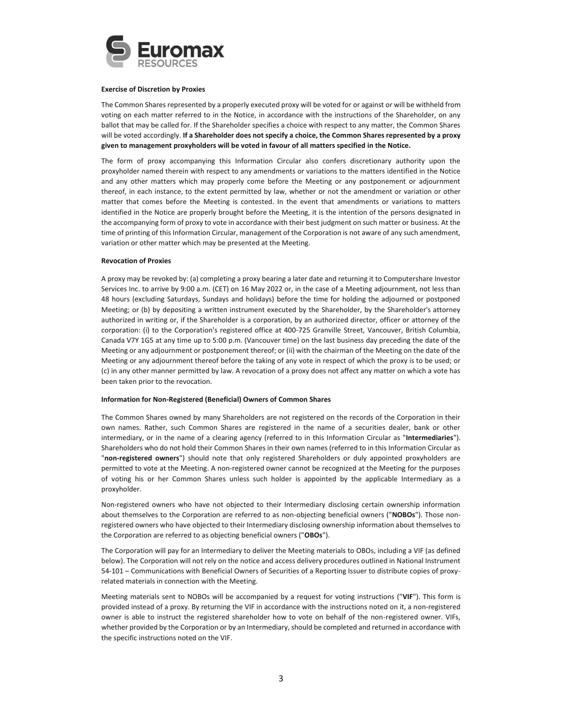**Exercise of Discretion by Proxies**

The Common Shares represented by a properly executed proxy will be voted for or against or will be withheld from voting on each matter referred to in the Notice, in accordance with the instructions of the Shareholder, on any ballot that may be called for. If the Shareholder specifies a choice with respect to any matter, the Common Shares will be voted accordingly. **If a Shareholder does not specify a choice, the Common Shares represented by a proxy given to management proxyholders will be voted in favour of all matters specified in the Notice.**

The form of proxy accompanying this Information Circular also confers discretionary authority upon the proxyholder named therein with respect to any amendments or variations to the matters identified in the Notice and any other matters which may properly come before the Meeting or any postponement or adjournment thereof, in each instance, to the extent permitted by law, whether or not the amendment or variation or other matter that comes before the Meeting is contested. In the event that amendments or variations to matters identified in the Notice are properly brought before the Meeting, it is the intention of the persons designated in the accompanying form of proxy to vote in accordance with their best judgment on such matter or business. At the time of printing of this Information Circular, management of the Corporation is not aware of any such amendment, variation or other matter which may be presented at the Meeting.

**Revocation of Proxies**

A proxy may be revoked by: (a) completing a proxy bearing a later date and returning it to Computershare Investor Services Inc. to arrive by 9:00 a.m. (CET) on 16 May 2022 or, in the case of a Meeting adjournment, not less than 48 hours (excluding Saturdays, Sundays and holidays) before the time for holding the adjourned or postponed Meeting; or (b) by depositing a written instrument executed by the Shareholder, by the Shareholder's attorney authorized in writing or, if the Shareholder is a corporation, by an authorized director, officer or attorney of the corporation: (i) to the Corporation's registered office at 400-725 Granville Street, Vancouver, British Columbia, Canada V7Y 1G5 at any time up to 5:00 p.m. (Vancouver time) on the last business day preceding the date of the Meeting or any adjournment or postponement thereof; or (ii) with the chairman of the Meeting on the date of the Meeting or any adjournment thereof before the taking of any vote in respect of which the proxy is to be used; or (c) in any other manner permitted by law. A revocation of a proxy does not affect any matter on which a vote has been taken prior to the revocation.

**Information for Non-Registered (Beneficial) Owners of Common Shares**

The Common Shares owned by many Shareholders are not registered on the records of the Corporation in their own names. Rather, such Common Shares are registered in the name of a securities dealer, bank or other intermediary, or in the name of a clearing agency (referred to in this Information Circular as "**Intermediaries**"). Shareholders who do not hold their Common Shares in their own names (referred to in this Information Circular as "**non-registered owners**") should note that only registered Shareholders or duly appointed proxyholders are permitted to vote at the Meeting. A non-registered owner cannot be recognized at the Meeting for the purposes of voting his or her Common Shares unless such holder is appointed by the applicable Intermediary as a proxyholder.

Non-registered owners who have not objected to their Intermediary disclosing certain ownership information about themselves to the Corporation are referred to as non-objecting beneficial owners ("**NOBOs**"). Those non-registered owners who have objected to their Intermediary disclosing ownership information about themselves to the Corporation are referred to as objecting beneficial owners ("**OBOs**").

The Corporation will pay for an Intermediary to deliver the Meeting materials to OBOs, including a VIF (as defined below). The Corporation will not rely on the notice and access delivery procedures outlined in National Instrument 54-101 – Communications with Beneficial Owners of Securities of a Reporting Issuer to distribute copies of proxy-related materials in connection with the Meeting.

Meeting materials sent to NOBOs will be accompanied by a request for voting instructions ("**VIF**"). This form is provided instead of a proxy. By returning the VIF in accordance with the instructions noted on it, a non-registered owner is able to instruct the registered shareholder how to vote on behalf of the non-registered owner. VIFs, whether provided by the Corporation or by an Intermediary, should be completed and returned in accordance with the specific instructions noted on the VIF.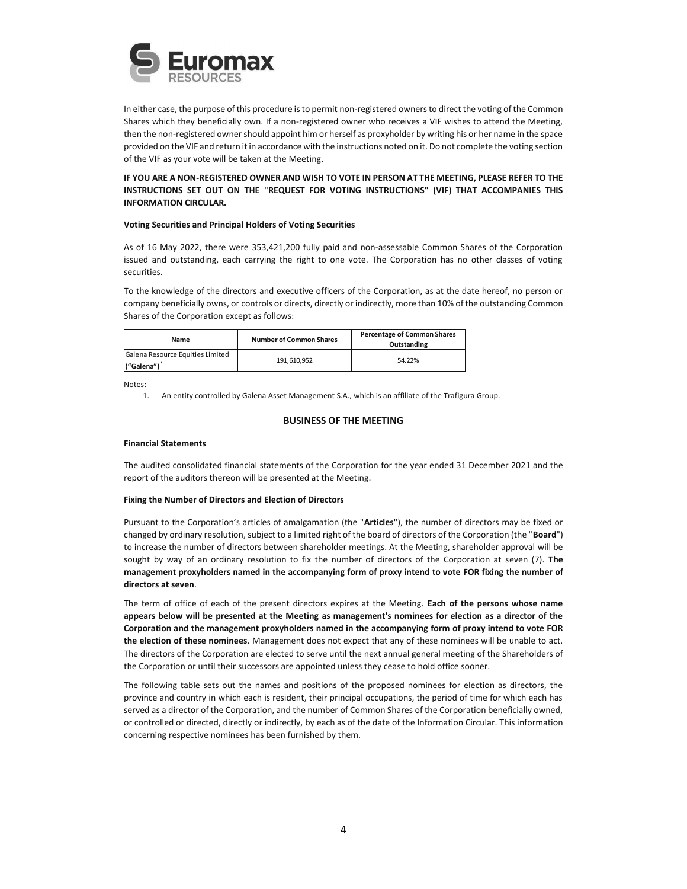In either case, the purpose of this procedure is to permit non-registered owners to direct the voting of the Common Shares which they beneficially own. If a non-registered owner who receives a VIF wishes to attend the Meeting, then the non-registered owner should appoint him or herself as proxyholder by writing his or her name in the space provided on the VIF and return it in accordance with the instructions noted on it. Do not complete the voting section of the VIF as your vote will be taken at the Meeting.

**IF YOU ARE A NON-REGISTERED OWNER AND WISH TO VOTE IN PERSON AT THE MEETING, PLEASE REFER TO THE INSTRUCTIONS SET OUT ON THE "REQUEST FOR VOTING INSTRUCTIONS" (VIF) THAT ACCOMPANIES THIS INFORMATION CIRCULAR.**

**Voting Securities and Principal Holders of Voting Securities**

As of 16 May 2022, there were 353,421,200 fully paid and non-assessable Common Shares of the Corporation issued and outstanding, each carrying the right to one vote. The Corporation has no other classes of voting securities.

To the knowledge of the directors and executive officers of the Corporation, as at the date hereof, no person or company beneficially owns, or controls or directs, directly or indirectly, more than 10% of the outstanding Common Shares of the Corporation except as follows:

| Name | Number of Common Shares | Percentage of Common Shares Outstanding |
|---|---|---|
| Galena Resource Equities Limited ("Galena")[1] | 191,610,952 | 54.22% |

Notes:

1. An entity controlled by Galena Asset Management S.A., which is an affiliate of the Trafigura Group.

## BUSINESS OF THE MEETING

**Financial Statements**

The audited consolidated financial statements of the Corporation for the year ended 31 December 2021 and the report of the auditors thereon will be presented at the Meeting.

**Fixing the Number of Directors and Election of Directors**

Pursuant to the Corporation's articles of amalgamation (the "**Articles**"), the number of directors may be fixed or changed by ordinary resolution, subject to a limited right of the board of directors of the Corporation (the "**Board**") to increase the number of directors between shareholder meetings. At the Meeting, shareholder approval will be sought by way of an ordinary resolution to fix the number of directors of the Corporation at seven (7). **The management proxyholders named in the accompanying form of proxy intend to vote FOR fixing the number of directors at seven**.

The term of office of each of the present directors expires at the Meeting. **Each of the persons whose name appears below will be presented at the Meeting as management's nominees for election as a director of the Corporation and the management proxyholders named in the accompanying form of proxy intend to vote FOR the election of these nominees**. Management does not expect that any of these nominees will be unable to act. The directors of the Corporation are elected to serve until the next annual general meeting of the Shareholders of the Corporation or until their successors are appointed unless they cease to hold office sooner.

The following table sets out the names and positions of the proposed nominees for election as directors, the province and country in which each is resident, their principal occupations, the period of time for which each has served as a director of the Corporation, and the number of Common Shares of the Corporation beneficially owned, or controlled or directed, directly or indirectly, by each as of the date of the Information Circular. This information concerning respective nominees has been furnished by them.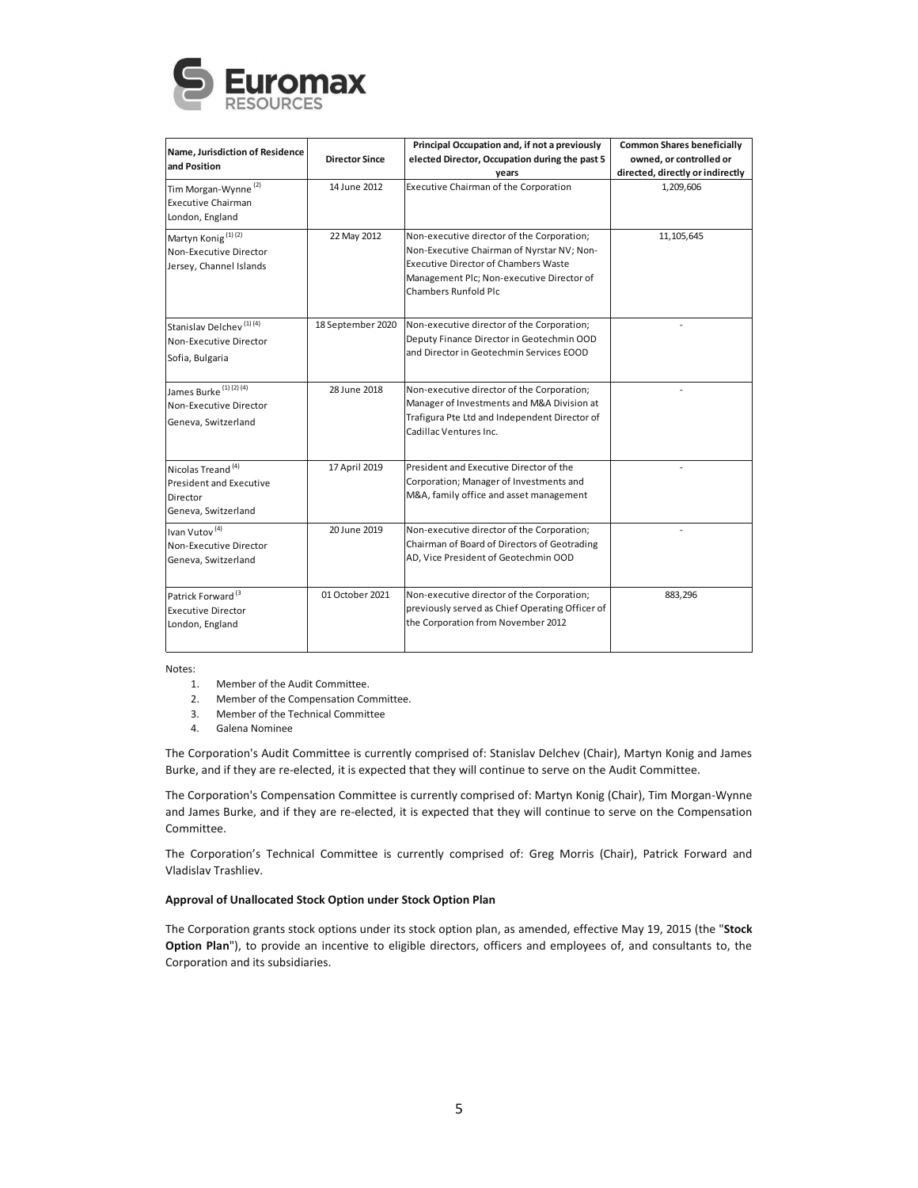| Name, Jurisdiction of Residence and Position | Director Since | Principal Occupation and, if not a previously elected Director, Occupation during the past 5 years | Common Shares beneficially owned, or controlled or directed, directly or indirectly |
|---|---|---|---|
| Tim Morgan-Wynne [(2)] Executive Chairman London, England | 14 June 2012 | Executive Chairman of the Corporation | 1,209,606 |
| Martyn Konig [(1) (2)] Non-Executive Director Jersey, Channel Islands | 22 May 2012 | Non-executive director of the Corporation; Non-Executive Chairman of Nyrstar NV; Non-Executive Director of Chambers Waste Management Plc; Non-executive Director of Chambers Runfold Plc | 11,105,645 |
| Stanislav Delchev [(1) (4)] Non-Executive Director Sofia, Bulgaria | 18 September 2020 | Non-executive director of the Corporation; Deputy Finance Director in Geotechmin OOD and Director in Geotechmin Services EOOD | - |
| James Burke [(1) (2) (4)] Non-Executive Director Geneva, Switzerland | 28 June 2018 | Non-executive director of the Corporation; Manager of Investments and M&A Division at Trafigura Pte Ltd and Independent Director of Cadillac Ventures Inc. | - |
| Nicolas Treand [(4)] President and Executive Director Geneva, Switzerland | 17 April 2019 | President and Executive Director of the Corporation; Manager of Investments and M&A, family office and asset management | - |
| Ivan Vutov [(4)] Non-Executive Director Geneva, Switzerland | 20 June 2019 | Non-executive director of the Corporation; Chairman of Board of Directors of Geotrading AD, Vice President of Geotechmin OOD | - |
| Patrick Forward [(3] Executive Director London, England | 01 October 2021 | Non-executive director of the Corporation; previously served as Chief Operating Officer of the Corporation from November 2012 | 883,296 |

Notes:

1. Member of the Audit Committee.
2. Member of the Compensation Committee.
3. Member of the Technical Committee
4. Galena Nominee

The Corporation's Audit Committee is currently comprised of: Stanislav Delchev (Chair), Martyn Konig and James Burke, and if they are re-elected, it is expected that they will continue to serve on the Audit Committee.

The Corporation's Compensation Committee is currently comprised of: Martyn Konig (Chair), Tim Morgan-Wynne and James Burke, and if they are re-elected, it is expected that they will continue to serve on the Compensation Committee.

The Corporation's Technical Committee is currently comprised of: Greg Morris (Chair), Patrick Forward and Vladislav Trashliev.

**Approval of Unallocated Stock Option under Stock Option Plan**

The Corporation grants stock options under its stock option plan, as amended, effective May 19, 2015 (the "**Stock Option Plan**"), to provide an incentive to eligible directors, officers and employees of, and consultants to, the Corporation and its subsidiaries.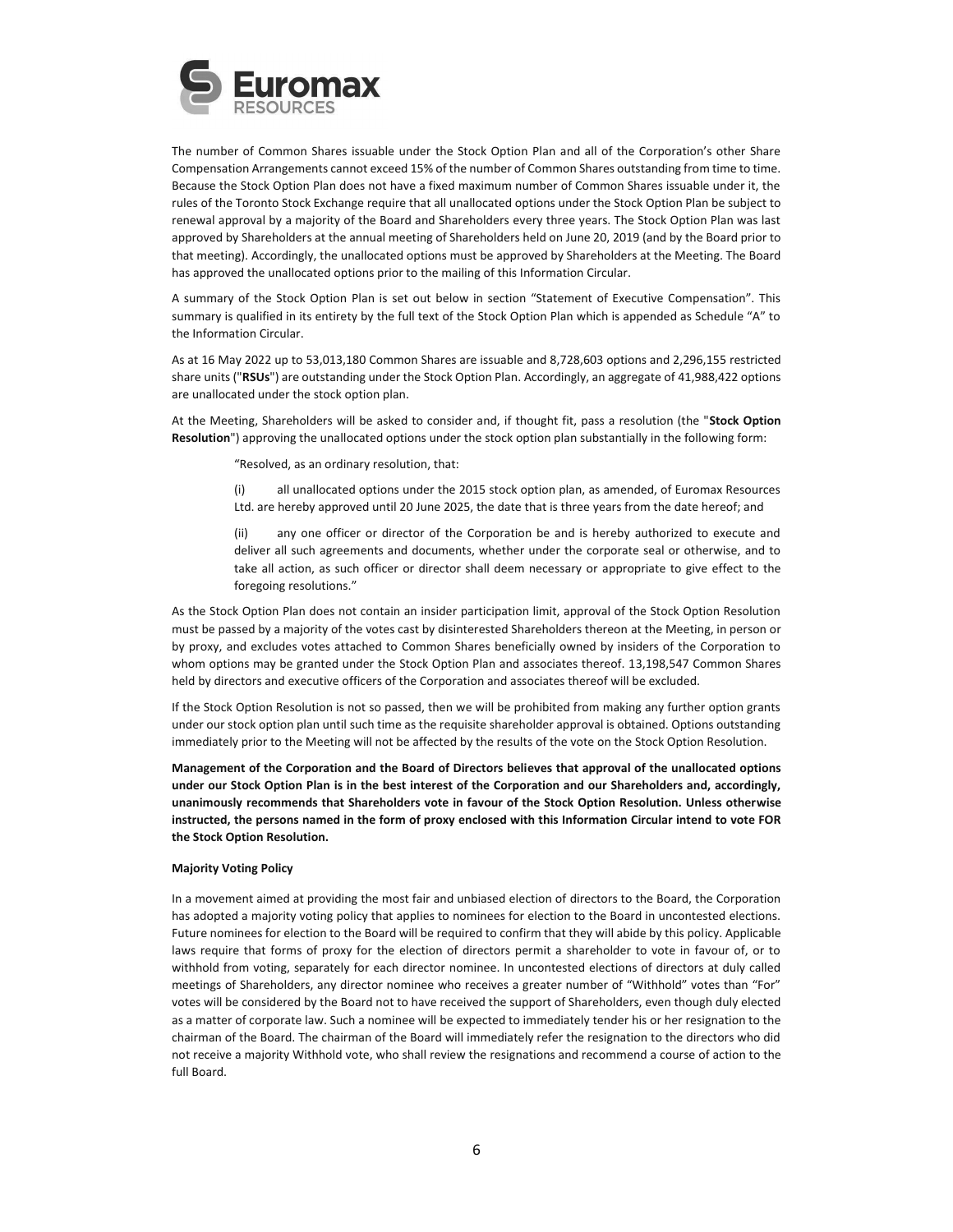The number of Common Shares issuable under the Stock Option Plan and all of the Corporation's other Share Compensation Arrangements cannot exceed 15% of the number of Common Shares outstanding from time to time. Because the Stock Option Plan does not have a fixed maximum number of Common Shares issuable under it, the rules of the Toronto Stock Exchange require that all unallocated options under the Stock Option Plan be subject to renewal approval by a majority of the Board and Shareholders every three years. The Stock Option Plan was last approved by Shareholders at the annual meeting of Shareholders held on June 20, 2019 (and by the Board prior to that meeting). Accordingly, the unallocated options must be approved by Shareholders at the Meeting. The Board has approved the unallocated options prior to the mailing of this Information Circular.

A summary of the Stock Option Plan is set out below in section "Statement of Executive Compensation". This summary is qualified in its entirety by the full text of the Stock Option Plan which is appended as Schedule "A" to the Information Circular.

As at 16 May 2022 up to 53,013,180 Common Shares are issuable and 8,728,603 options and 2,296,155 restricted share units ("**RSUs**") are outstanding under the Stock Option Plan. Accordingly, an aggregate of 41,988,422 options are unallocated under the stock option plan.

At the Meeting, Shareholders will be asked to consider and, if thought fit, pass a resolution (the "**Stock Option Resolution**") approving the unallocated options under the stock option plan substantially in the following form:

> "Resolved, as an ordinary resolution, that:
>
> (i) all unallocated options under the 2015 stock option plan, as amended, of Euromax Resources Ltd. are hereby approved until 20 June 2025, the date that is three years from the date hereof; and
>
> (ii) any one officer or director of the Corporation be and is hereby authorized to execute and deliver all such agreements and documents, whether under the corporate seal or otherwise, and to take all action, as such officer or director shall deem necessary or appropriate to give effect to the foregoing resolutions."

As the Stock Option Plan does not contain an insider participation limit, approval of the Stock Option Resolution must be passed by a majority of the votes cast by disinterested Shareholders thereon at the Meeting, in person or by proxy, and excludes votes attached to Common Shares beneficially owned by insiders of the Corporation to whom options may be granted under the Stock Option Plan and associates thereof. 13,198,547 Common Shares held by directors and executive officers of the Corporation and associates thereof will be excluded.

If the Stock Option Resolution is not so passed, then we will be prohibited from making any further option grants under our stock option plan until such time as the requisite shareholder approval is obtained. Options outstanding immediately prior to the Meeting will not be affected by the results of the vote on the Stock Option Resolution.

**Management of the Corporation and the Board of Directors believes that approval of the unallocated options under our Stock Option Plan is in the best interest of the Corporation and our Shareholders and, accordingly, unanimously recommends that Shareholders vote in favour of the Stock Option Resolution. Unless otherwise instructed, the persons named in the form of proxy enclosed with this Information Circular intend to vote FOR the Stock Option Resolution.**

**Majority Voting Policy**

In a movement aimed at providing the most fair and unbiased election of directors to the Board, the Corporation has adopted a majority voting policy that applies to nominees for election to the Board in uncontested elections. Future nominees for election to the Board will be required to confirm that they will abide by this policy. Applicable laws require that forms of proxy for the election of directors permit a shareholder to vote in favour of, or to withhold from voting, separately for each director nominee. In uncontested elections of directors at duly called meetings of Shareholders, any director nominee who receives a greater number of "Withhold" votes than "For" votes will be considered by the Board not to have received the support of Shareholders, even though duly elected as a matter of corporate law. Such a nominee will be expected to immediately tender his or her resignation to the chairman of the Board. The chairman of the Board will immediately refer the resignation to the directors who did not receive a majority Withhold vote, who shall review the resignations and recommend a course of action to the full Board.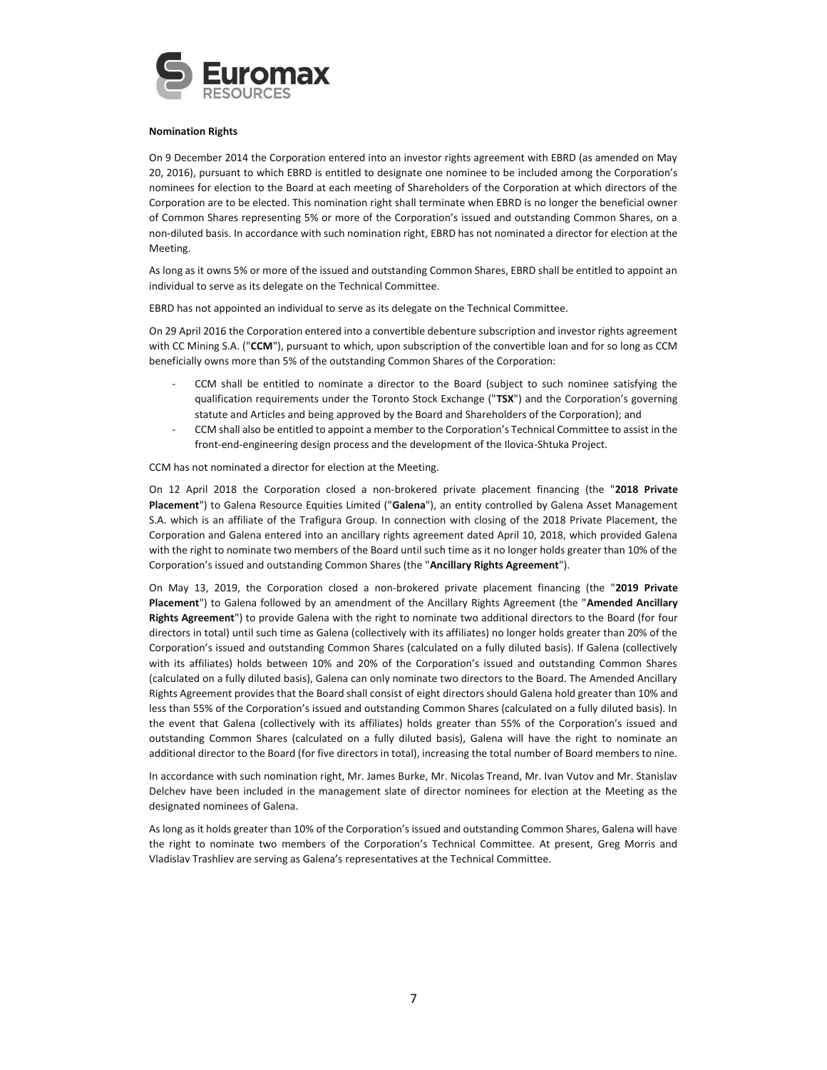**Nomination Rights**

On 9 December 2014 the Corporation entered into an investor rights agreement with EBRD (as amended on May 20, 2016), pursuant to which EBRD is entitled to designate one nominee to be included among the Corporation's nominees for election to the Board at each meeting of Shareholders of the Corporation at which directors of the Corporation are to be elected. This nomination right shall terminate when EBRD is no longer the beneficial owner of Common Shares representing 5% or more of the Corporation's issued and outstanding Common Shares, on a non-diluted basis. In accordance with such nomination right, EBRD has not nominated a director for election at the Meeting.

As long as it owns 5% or more of the issued and outstanding Common Shares, EBRD shall be entitled to appoint an individual to serve as its delegate on the Technical Committee.

EBRD has not appointed an individual to serve as its delegate on the Technical Committee.

On 29 April 2016 the Corporation entered into a convertible debenture subscription and investor rights agreement with CC Mining S.A. ("**CCM**"), pursuant to which, upon subscription of the convertible loan and for so long as CCM beneficially owns more than 5% of the outstanding Common Shares of the Corporation:

- CCM shall be entitled to nominate a director to the Board (subject to such nominee satisfying the qualification requirements under the Toronto Stock Exchange ("**TSX**") and the Corporation's governing statute and Articles and being approved by the Board and Shareholders of the Corporation); and
- CCM shall also be entitled to appoint a member to the Corporation's Technical Committee to assist in the front-end-engineering design process and the development of the Ilovica-Shtuka Project.

CCM has not nominated a director for election at the Meeting.

On 12 April 2018 the Corporation closed a non-brokered private placement financing (the "**2018 Private Placement**") to Galena Resource Equities Limited ("**Galena**"), an entity controlled by Galena Asset Management S.A. which is an affiliate of the Trafigura Group. In connection with closing of the 2018 Private Placement, the Corporation and Galena entered into an ancillary rights agreement dated April 10, 2018, which provided Galena with the right to nominate two members of the Board until such time as it no longer holds greater than 10% of the Corporation's issued and outstanding Common Shares (the "**Ancillary Rights Agreement**").

On May 13, 2019, the Corporation closed a non-brokered private placement financing (the "**2019 Private Placement**") to Galena followed by an amendment of the Ancillary Rights Agreement (the "**Amended Ancillary Rights Agreement**") to provide Galena with the right to nominate two additional directors to the Board (for four directors in total) until such time as Galena (collectively with its affiliates) no longer holds greater than 20% of the Corporation's issued and outstanding Common Shares (calculated on a fully diluted basis). If Galena (collectively with its affiliates) holds between 10% and 20% of the Corporation's issued and outstanding Common Shares (calculated on a fully diluted basis), Galena can only nominate two directors to the Board. The Amended Ancillary Rights Agreement provides that the Board shall consist of eight directors should Galena hold greater than 10% and less than 55% of the Corporation's issued and outstanding Common Shares (calculated on a fully diluted basis). In the event that Galena (collectively with its affiliates) holds greater than 55% of the Corporation's issued and outstanding Common Shares (calculated on a fully diluted basis), Galena will have the right to nominate an additional director to the Board (for five directors in total), increasing the total number of Board members to nine.

In accordance with such nomination right, Mr. James Burke, Mr. Nicolas Treand, Mr. Ivan Vutov and Mr. Stanislav Delchev have been included in the management slate of director nominees for election at the Meeting as the designated nominees of Galena.

As long as it holds greater than 10% of the Corporation's issued and outstanding Common Shares, Galena will have the right to nominate two members of the Corporation's Technical Committee. At present, Greg Morris and Vladislav Trashliev are serving as Galena's representatives at the Technical Committee.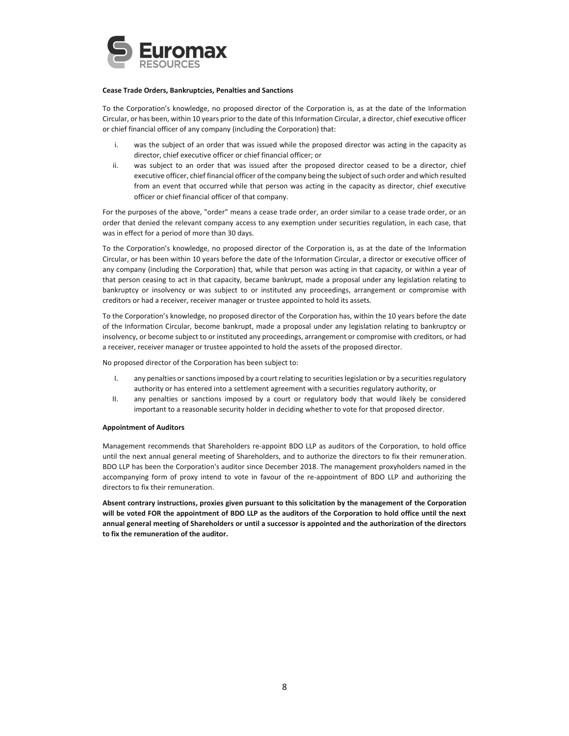**Cease Trade Orders, Bankruptcies, Penalties and Sanctions**

To the Corporation's knowledge, no proposed director of the Corporation is, as at the date of the Information Circular, or has been, within 10 years prior to the date of this Information Circular, a director, chief executive officer or chief financial officer of any company (including the Corporation) that:

i. was the subject of an order that was issued while the proposed director was acting in the capacity as director, chief executive officer or chief financial officer; or
ii. was subject to an order that was issued after the proposed director ceased to be a director, chief executive officer, chief financial officer of the company being the subject of such order and which resulted from an event that occurred while that person was acting in the capacity as director, chief executive officer or chief financial officer of that company.

For the purposes of the above, "order" means a cease trade order, an order similar to a cease trade order, or an order that denied the relevant company access to any exemption under securities regulation, in each case, that was in effect for a period of more than 30 days.

To the Corporation's knowledge, no proposed director of the Corporation is, as at the date of the Information Circular, or has been within 10 years before the date of the Information Circular, a director or executive officer of any company (including the Corporation) that, while that person was acting in that capacity, or within a year of that person ceasing to act in that capacity, became bankrupt, made a proposal under any legislation relating to bankruptcy or insolvency or was subject to or instituted any proceedings, arrangement or compromise with creditors or had a receiver, receiver manager or trustee appointed to hold its assets.

To the Corporation's knowledge, no proposed director of the Corporation has, within the 10 years before the date of the Information Circular, become bankrupt, made a proposal under any legislation relating to bankruptcy or insolvency, or become subject to or instituted any proceedings, arrangement or compromise with creditors, or had a receiver, receiver manager or trustee appointed to hold the assets of the proposed director.

No proposed director of the Corporation has been subject to:

I. any penalties or sanctions imposed by a court relating to securities legislation or by a securities regulatory authority or has entered into a settlement agreement with a securities regulatory authority, or
II. any penalties or sanctions imposed by a court or regulatory body that would likely be considered important to a reasonable security holder in deciding whether to vote for that proposed director.

**Appointment of Auditors**

Management recommends that Shareholders re-appoint BDO LLP as auditors of the Corporation, to hold office until the next annual general meeting of Shareholders, and to authorize the directors to fix their remuneration. BDO LLP has been the Corporation's auditor since December 2018. The management proxyholders named in the accompanying form of proxy intend to vote in favour of the re-appointment of BDO LLP and authorizing the directors to fix their remuneration.

**Absent contrary instructions, proxies given pursuant to this solicitation by the management of the Corporation will be voted FOR the appointment of BDO LLP as the auditors of the Corporation to hold office until the next annual general meeting of Shareholders or until a successor is appointed and the authorization of the directors to fix the remuneration of the auditor.**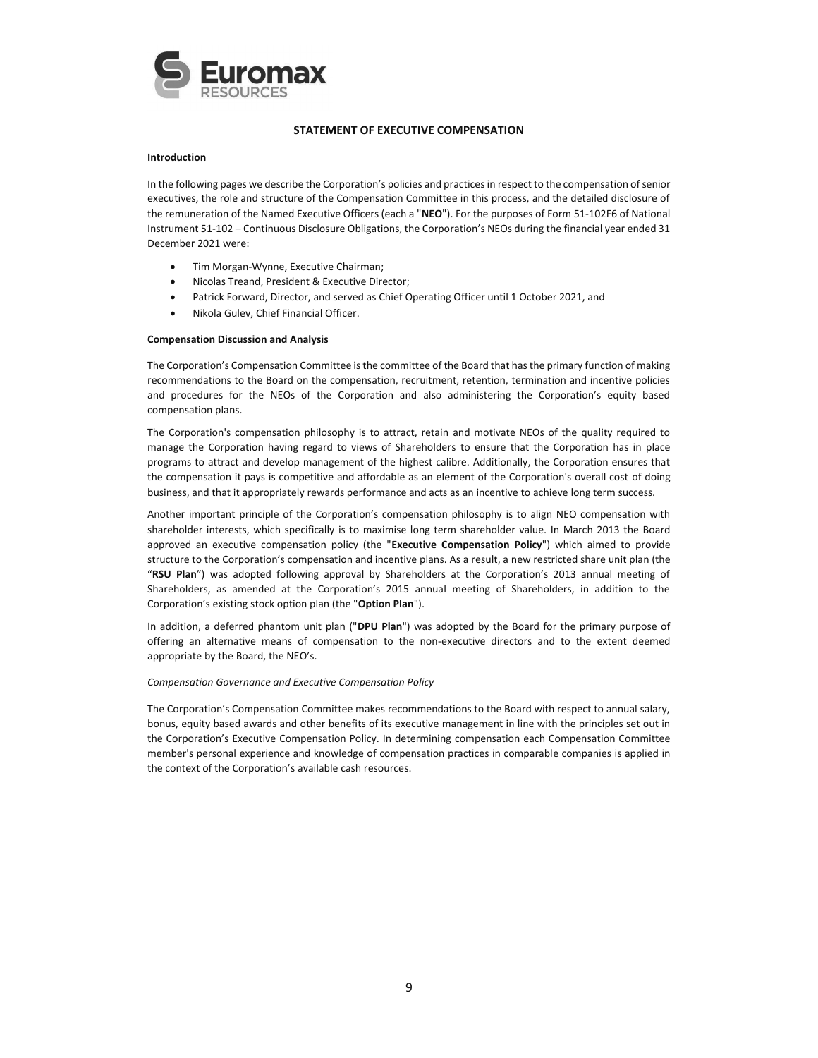## STATEMENT OF EXECUTIVE COMPENSATION

**Introduction**

In the following pages we describe the Corporation's policies and practices in respect to the compensation of senior executives, the role and structure of the Compensation Committee in this process, and the detailed disclosure of the remuneration of the Named Executive Officers (each a "**NEO**"). For the purposes of Form 51-102F6 of National Instrument 51-102 – Continuous Disclosure Obligations, the Corporation's NEOs during the financial year ended 31 December 2021 were:

- Tim Morgan-Wynne, Executive Chairman;
- Nicolas Treand, President & Executive Director;
- Patrick Forward, Director, and served as Chief Operating Officer until 1 October 2021, and
- Nikola Gulev, Chief Financial Officer.

**Compensation Discussion and Analysis**

The Corporation's Compensation Committee is the committee of the Board that has the primary function of making recommendations to the Board on the compensation, recruitment, retention, termination and incentive policies and procedures for the NEOs of the Corporation and also administering the Corporation's equity based compensation plans.

The Corporation's compensation philosophy is to attract, retain and motivate NEOs of the quality required to manage the Corporation having regard to views of Shareholders to ensure that the Corporation has in place programs to attract and develop management of the highest calibre. Additionally, the Corporation ensures that the compensation it pays is competitive and affordable as an element of the Corporation's overall cost of doing business, and that it appropriately rewards performance and acts as an incentive to achieve long term success.

Another important principle of the Corporation's compensation philosophy is to align NEO compensation with shareholder interests, which specifically is to maximise long term shareholder value. In March 2013 the Board approved an executive compensation policy (the "**Executive Compensation Policy**") which aimed to provide structure to the Corporation's compensation and incentive plans. As a result, a new restricted share unit plan (the "**RSU Plan**") was adopted following approval by Shareholders at the Corporation's 2013 annual meeting of Shareholders, as amended at the Corporation's 2015 annual meeting of Shareholders, in addition to the Corporation's existing stock option plan (the "**Option Plan**").

In addition, a deferred phantom unit plan ("**DPU Plan**") was adopted by the Board for the primary purpose of offering an alternative means of compensation to the non-executive directors and to the extent deemed appropriate by the Board, the NEO's.

*Compensation Governance and Executive Compensation Policy*

The Corporation's Compensation Committee makes recommendations to the Board with respect to annual salary, bonus, equity based awards and other benefits of its executive management in line with the principles set out in the Corporation's Executive Compensation Policy. In determining compensation each Compensation Committee member's personal experience and knowledge of compensation practices in comparable companies is applied in the context of the Corporation's available cash resources.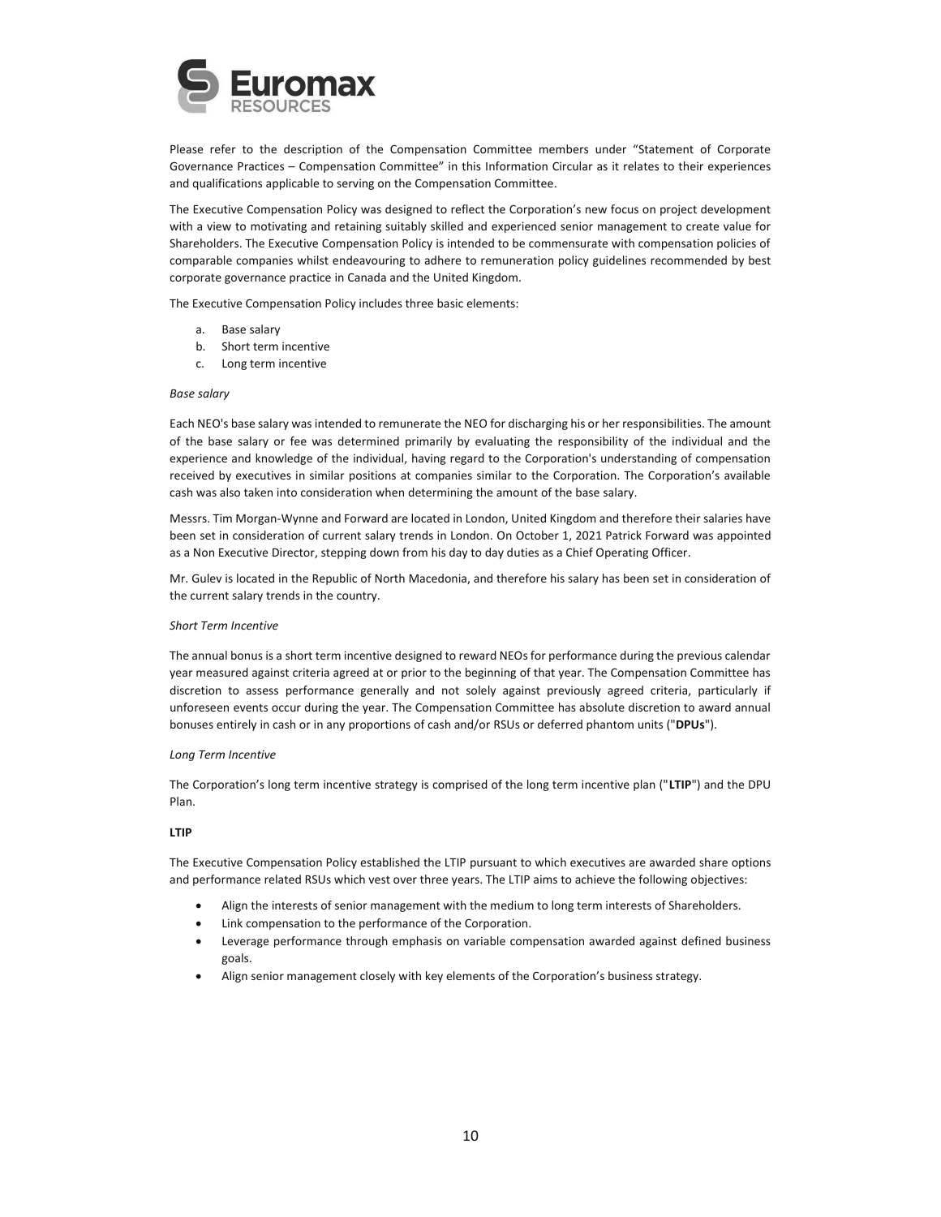Please refer to the description of the Compensation Committee members under "Statement of Corporate Governance Practices – Compensation Committee" in this Information Circular as it relates to their experiences and qualifications applicable to serving on the Compensation Committee.

The Executive Compensation Policy was designed to reflect the Corporation's new focus on project development with a view to motivating and retaining suitably skilled and experienced senior management to create value for Shareholders. The Executive Compensation Policy is intended to be commensurate with compensation policies of comparable companies whilst endeavouring to adhere to remuneration policy guidelines recommended by best corporate governance practice in Canada and the United Kingdom.

The Executive Compensation Policy includes three basic elements:

a. Base salary
b. Short term incentive
c. Long term incentive

*Base salary*

Each NEO's base salary was intended to remunerate the NEO for discharging his or her responsibilities. The amount of the base salary or fee was determined primarily by evaluating the responsibility of the individual and the experience and knowledge of the individual, having regard to the Corporation's understanding of compensation received by executives in similar positions at companies similar to the Corporation. The Corporation's available cash was also taken into consideration when determining the amount of the base salary.

Messrs. Tim Morgan-Wynne and Forward are located in London, United Kingdom and therefore their salaries have been set in consideration of current salary trends in London. On October 1, 2021 Patrick Forward was appointed as a Non Executive Director, stepping down from his day to day duties as a Chief Operating Officer.

Mr. Gulev is located in the Republic of North Macedonia, and therefore his salary has been set in consideration of the current salary trends in the country.

*Short Term Incentive*

The annual bonus is a short term incentive designed to reward NEOs for performance during the previous calendar year measured against criteria agreed at or prior to the beginning of that year. The Compensation Committee has discretion to assess performance generally and not solely against previously agreed criteria, particularly if unforeseen events occur during the year. The Compensation Committee has absolute discretion to award annual bonuses entirely in cash or in any proportions of cash and/or RSUs or deferred phantom units ("**DPUs**").

*Long Term Incentive*

The Corporation's long term incentive strategy is comprised of the long term incentive plan ("**LTIP**") and the DPU Plan.

**LTIP**

The Executive Compensation Policy established the LTIP pursuant to which executives are awarded share options and performance related RSUs which vest over three years. The LTIP aims to achieve the following objectives:

- Align the interests of senior management with the medium to long term interests of Shareholders.
- Link compensation to the performance of the Corporation.
- Leverage performance through emphasis on variable compensation awarded against defined business goals.
- Align senior management closely with key elements of the Corporation's business strategy.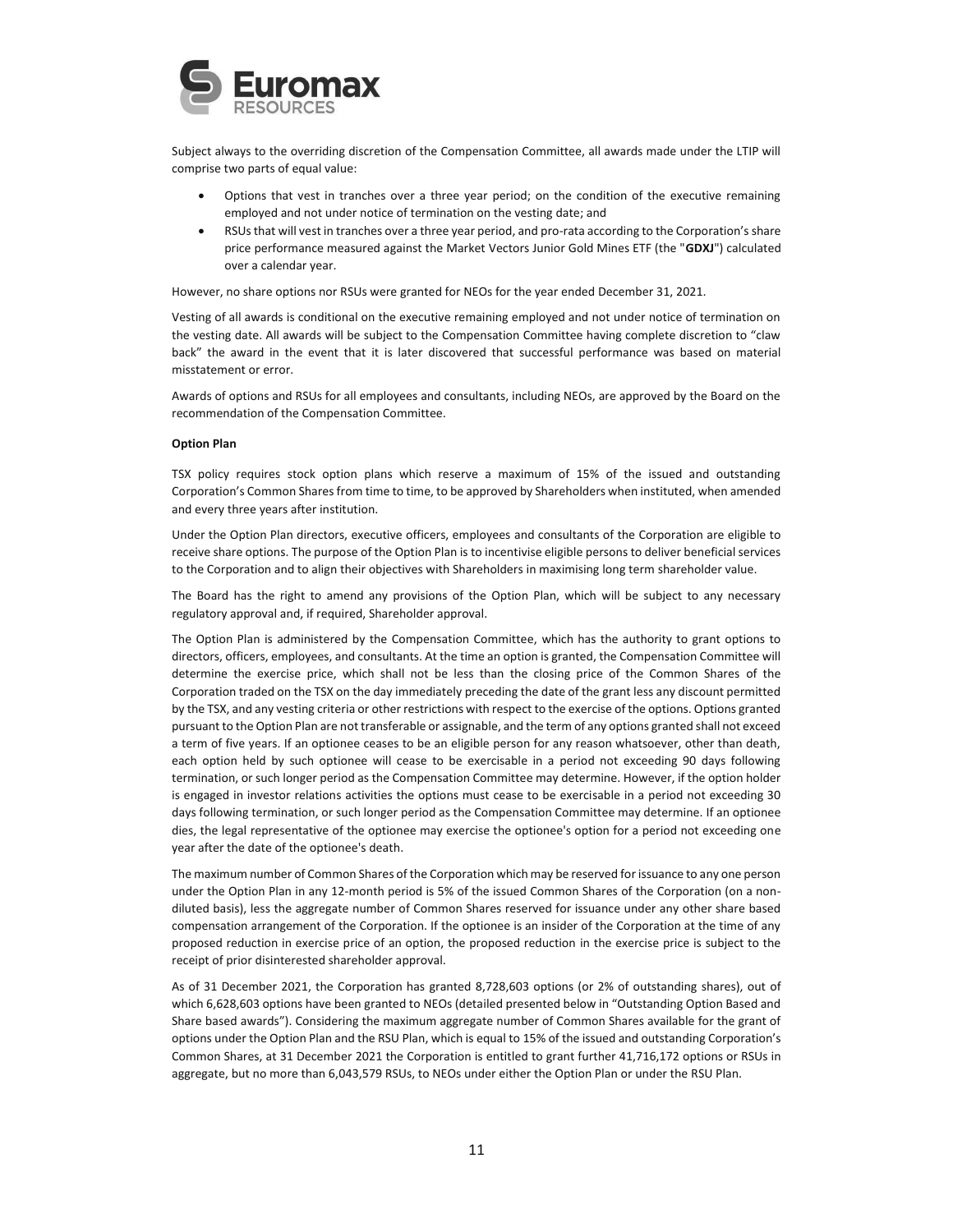Subject always to the overriding discretion of the Compensation Committee, all awards made under the LTIP will comprise two parts of equal value:

- Options that vest in tranches over a three year period; on the condition of the executive remaining employed and not under notice of termination on the vesting date; and
- RSUs that will vest in tranches over a three year period, and pro-rata according to the Corporation's share price performance measured against the Market Vectors Junior Gold Mines ETF (the "**GDXJ**") calculated over a calendar year.

However, no share options nor RSUs were granted for NEOs for the year ended December 31, 2021.

Vesting of all awards is conditional on the executive remaining employed and not under notice of termination on the vesting date. All awards will be subject to the Compensation Committee having complete discretion to "claw back" the award in the event that it is later discovered that successful performance was based on material misstatement or error.

Awards of options and RSUs for all employees and consultants, including NEOs, are approved by the Board on the recommendation of the Compensation Committee.

**Option Plan**

TSX policy requires stock option plans which reserve a maximum of 15% of the issued and outstanding Corporation's Common Shares from time to time, to be approved by Shareholders when instituted, when amended and every three years after institution.

Under the Option Plan directors, executive officers, employees and consultants of the Corporation are eligible to receive share options. The purpose of the Option Plan is to incentivise eligible persons to deliver beneficial services to the Corporation and to align their objectives with Shareholders in maximising long term shareholder value.

The Board has the right to amend any provisions of the Option Plan, which will be subject to any necessary regulatory approval and, if required, Shareholder approval.

The Option Plan is administered by the Compensation Committee, which has the authority to grant options to directors, officers, employees, and consultants. At the time an option is granted, the Compensation Committee will determine the exercise price, which shall not be less than the closing price of the Common Shares of the Corporation traded on the TSX on the day immediately preceding the date of the grant less any discount permitted by the TSX, and any vesting criteria or other restrictions with respect to the exercise of the options. Options granted pursuant to the Option Plan are not transferable or assignable, and the term of any options granted shall not exceed a term of five years. If an optionee ceases to be an eligible person for any reason whatsoever, other than death, each option held by such optionee will cease to be exercisable in a period not exceeding 90 days following termination, or such longer period as the Compensation Committee may determine. However, if the option holder is engaged in investor relations activities the options must cease to be exercisable in a period not exceeding 30 days following termination, or such longer period as the Compensation Committee may determine. If an optionee dies, the legal representative of the optionee may exercise the optionee's option for a period not exceeding one year after the date of the optionee's death.

The maximum number of Common Shares of the Corporation which may be reserved for issuance to any one person under the Option Plan in any 12-month period is 5% of the issued Common Shares of the Corporation (on a non-diluted basis), less the aggregate number of Common Shares reserved for issuance under any other share based compensation arrangement of the Corporation. If the optionee is an insider of the Corporation at the time of any proposed reduction in exercise price of an option, the proposed reduction in the exercise price is subject to the receipt of prior disinterested shareholder approval.

As of 31 December 2021, the Corporation has granted 8,728,603 options (or 2% of outstanding shares), out of which 6,628,603 options have been granted to NEOs (detailed presented below in "Outstanding Option Based and Share based awards"). Considering the maximum aggregate number of Common Shares available for the grant of options under the Option Plan and the RSU Plan, which is equal to 15% of the issued and outstanding Corporation's Common Shares, at 31 December 2021 the Corporation is entitled to grant further 41,716,172 options or RSUs in aggregate, but no more than 6,043,579 RSUs, to NEOs under either the Option Plan or under the RSU Plan.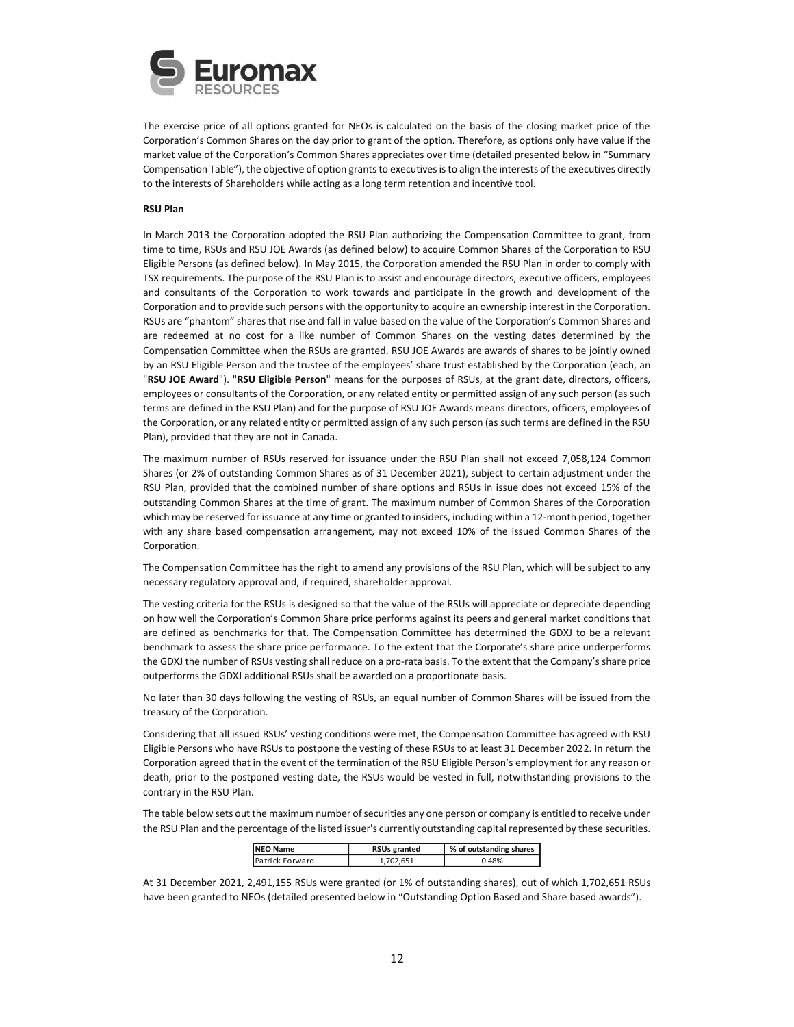The exercise price of all options granted for NEOs is calculated on the basis of the closing market price of the Corporation's Common Shares on the day prior to grant of the option. Therefore, as options only have value if the market value of the Corporation's Common Shares appreciates over time (detailed presented below in "Summary Compensation Table"), the objective of option grants to executives is to align the interests of the executives directly to the interests of Shareholders while acting as a long term retention and incentive tool.

**RSU Plan**

In March 2013 the Corporation adopted the RSU Plan authorizing the Compensation Committee to grant, from time to time, RSUs and RSU JOE Awards (as defined below) to acquire Common Shares of the Corporation to RSU Eligible Persons (as defined below). In May 2015, the Corporation amended the RSU Plan in order to comply with TSX requirements. The purpose of the RSU Plan is to assist and encourage directors, executive officers, employees and consultants of the Corporation to work towards and participate in the growth and development of the Corporation and to provide such persons with the opportunity to acquire an ownership interest in the Corporation. RSUs are "phantom" shares that rise and fall in value based on the value of the Corporation's Common Shares and are redeemed at no cost for a like number of Common Shares on the vesting dates determined by the Compensation Committee when the RSUs are granted. RSU JOE Awards are awards of shares to be jointly owned by an RSU Eligible Person and the trustee of the employees' share trust established by the Corporation (each, an "**RSU JOE Award**"). "**RSU Eligible Person**" means for the purposes of RSUs, at the grant date, directors, officers, employees or consultants of the Corporation, or any related entity or permitted assign of any such person (as such terms are defined in the RSU Plan) and for the purpose of RSU JOE Awards means directors, officers, employees of the Corporation, or any related entity or permitted assign of any such person (as such terms are defined in the RSU Plan), provided that they are not in Canada.

The maximum number of RSUs reserved for issuance under the RSU Plan shall not exceed 7,058,124 Common Shares (or 2% of outstanding Common Shares as of 31 December 2021), subject to certain adjustment under the RSU Plan, provided that the combined number of share options and RSUs in issue does not exceed 15% of the outstanding Common Shares at the time of grant. The maximum number of Common Shares of the Corporation which may be reserved for issuance at any time or granted to insiders, including within a 12-month period, together with any share based compensation arrangement, may not exceed 10% of the issued Common Shares of the Corporation.

The Compensation Committee has the right to amend any provisions of the RSU Plan, which will be subject to any necessary regulatory approval and, if required, shareholder approval.

The vesting criteria for the RSUs is designed so that the value of the RSUs will appreciate or depreciate depending on how well the Corporation's Common Share price performs against its peers and general market conditions that are defined as benchmarks for that. The Compensation Committee has determined the GDXJ to be a relevant benchmark to assess the share price performance. To the extent that the Corporate's share price underperforms the GDXJ the number of RSUs vesting shall reduce on a pro-rata basis. To the extent that the Company's share price outperforms the GDXJ additional RSUs shall be awarded on a proportionate basis.

No later than 30 days following the vesting of RSUs, an equal number of Common Shares will be issued from the treasury of the Corporation.

Considering that all issued RSUs' vesting conditions were met, the Compensation Committee has agreed with RSU Eligible Persons who have RSUs to postpone the vesting of these RSUs to at least 31 December 2022. In return the Corporation agreed that in the event of the termination of the RSU Eligible Person's employment for any reason or death, prior to the postponed vesting date, the RSUs would be vested in full, notwithstanding provisions to the contrary in the RSU Plan.

The table below sets out the maximum number of securities any one person or company is entitled to receive under the RSU Plan and the percentage of the listed issuer's currently outstanding capital represented by these securities.

| NEO Name | RSUs granted | % of outstanding shares |
|---|---|---|
| Patrick Forward | 1,702,651 | 0.48% |

At 31 December 2021, 2,491,155 RSUs were granted (or 1% of outstanding shares), out of which 1,702,651 RSUs have been granted to NEOs (detailed presented below in "Outstanding Option Based and Share based awards").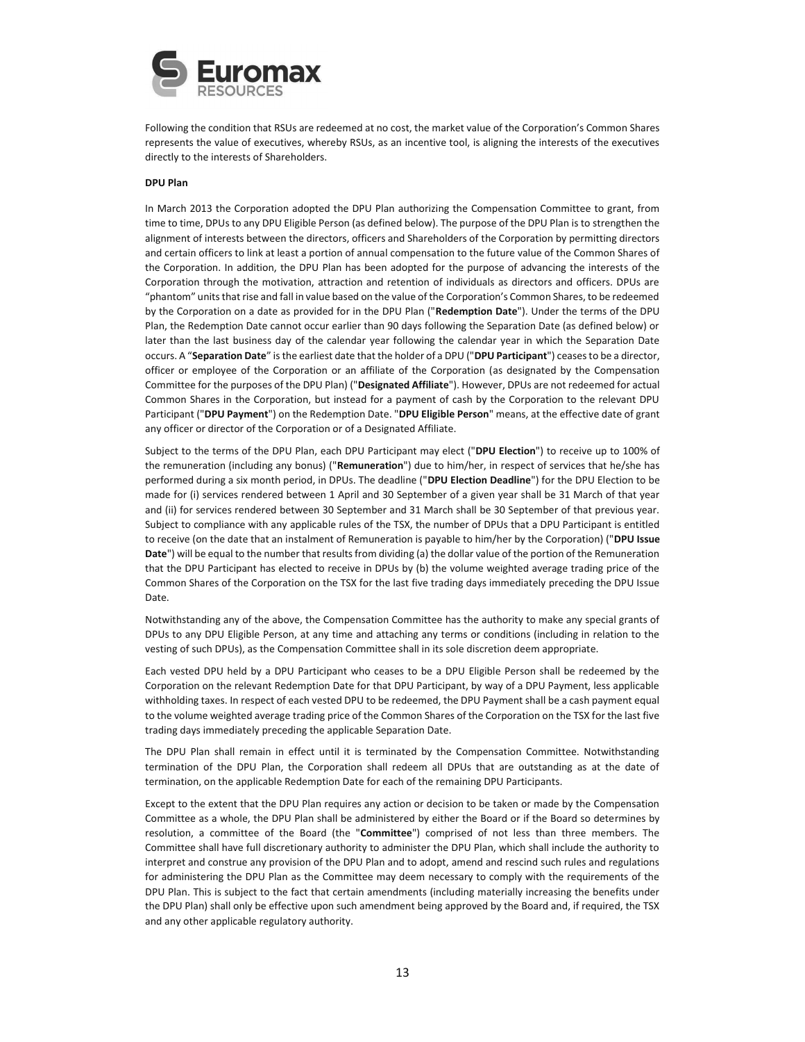Following the condition that RSUs are redeemed at no cost, the market value of the Corporation's Common Shares represents the value of executives, whereby RSUs, as an incentive tool, is aligning the interests of the executives directly to the interests of Shareholders.

**DPU Plan**

In March 2013 the Corporation adopted the DPU Plan authorizing the Compensation Committee to grant, from time to time, DPUs to any DPU Eligible Person (as defined below). The purpose of the DPU Plan is to strengthen the alignment of interests between the directors, officers and Shareholders of the Corporation by permitting directors and certain officers to link at least a portion of annual compensation to the future value of the Common Shares of the Corporation. In addition, the DPU Plan has been adopted for the purpose of advancing the interests of the Corporation through the motivation, attraction and retention of individuals as directors and officers. DPUs are "phantom" units that rise and fall in value based on the value of the Corporation's Common Shares, to be redeemed by the Corporation on a date as provided for in the DPU Plan ("**Redemption Date**"). Under the terms of the DPU Plan, the Redemption Date cannot occur earlier than 90 days following the Separation Date (as defined below) or later than the last business day of the calendar year following the calendar year in which the Separation Date occurs. A "**Separation Date**" is the earliest date that the holder of a DPU ("**DPU Participant**") ceases to be a director, officer or employee of the Corporation or an affiliate of the Corporation (as designated by the Compensation Committee for the purposes of the DPU Plan) ("**Designated Affiliate**"). However, DPUs are not redeemed for actual Common Shares in the Corporation, but instead for a payment of cash by the Corporation to the relevant DPU Participant ("**DPU Payment**") on the Redemption Date. "**DPU Eligible Person**" means, at the effective date of grant any officer or director of the Corporation or of a Designated Affiliate.

Subject to the terms of the DPU Plan, each DPU Participant may elect ("**DPU Election**") to receive up to 100% of the remuneration (including any bonus) ("**Remuneration**") due to him/her, in respect of services that he/she has performed during a six month period, in DPUs. The deadline ("**DPU Election Deadline**") for the DPU Election to be made for (i) services rendered between 1 April and 30 September of a given year shall be 31 March of that year and (ii) for services rendered between 30 September and 31 March shall be 30 September of that previous year. Subject to compliance with any applicable rules of the TSX, the number of DPUs that a DPU Participant is entitled to receive (on the date that an instalment of Remuneration is payable to him/her by the Corporation) ("**DPU Issue Date**") will be equal to the number that results from dividing (a) the dollar value of the portion of the Remuneration that the DPU Participant has elected to receive in DPUs by (b) the volume weighted average trading price of the Common Shares of the Corporation on the TSX for the last five trading days immediately preceding the DPU Issue Date.

Notwithstanding any of the above, the Compensation Committee has the authority to make any special grants of DPUs to any DPU Eligible Person, at any time and attaching any terms or conditions (including in relation to the vesting of such DPUs), as the Compensation Committee shall in its sole discretion deem appropriate.

Each vested DPU held by a DPU Participant who ceases to be a DPU Eligible Person shall be redeemed by the Corporation on the relevant Redemption Date for that DPU Participant, by way of a DPU Payment, less applicable withholding taxes. In respect of each vested DPU to be redeemed, the DPU Payment shall be a cash payment equal to the volume weighted average trading price of the Common Shares of the Corporation on the TSX for the last five trading days immediately preceding the applicable Separation Date.

The DPU Plan shall remain in effect until it is terminated by the Compensation Committee. Notwithstanding termination of the DPU Plan, the Corporation shall redeem all DPUs that are outstanding as at the date of termination, on the applicable Redemption Date for each of the remaining DPU Participants.

Except to the extent that the DPU Plan requires any action or decision to be taken or made by the Compensation Committee as a whole, the DPU Plan shall be administered by either the Board or if the Board so determines by resolution, a committee of the Board (the "**Committee**") comprised of not less than three members. The Committee shall have full discretionary authority to administer the DPU Plan, which shall include the authority to interpret and construe any provision of the DPU Plan and to adopt, amend and rescind such rules and regulations for administering the DPU Plan as the Committee may deem necessary to comply with the requirements of the DPU Plan. This is subject to the fact that certain amendments (including materially increasing the benefits under the DPU Plan) shall only be effective upon such amendment being approved by the Board and, if required, the TSX and any other applicable regulatory authority.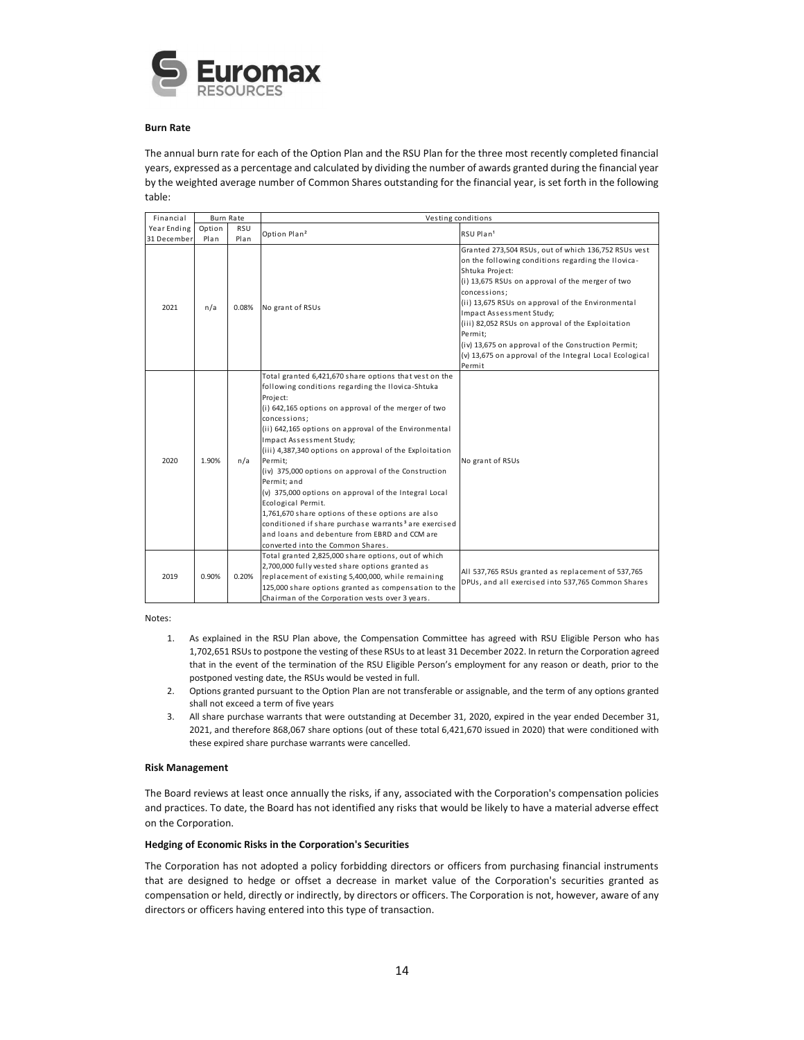### Burn Rate

The annual burn rate for each of the Option Plan and the RSU Plan for the three most recently completed financial years, expressed as a percentage and calculated by dividing the number of awards granted during the financial year by the weighted average number of Common Shares outstanding for the financial year, is set forth in the following table:

| Financial Year Ending 31 December | Burn Rate | | Vesting conditions | |
|---|---|---|---|---|
| | Option Plan | RSU Plan | Option Plan[2] | RSU Plan[1] |
| 2021 | n/a | 0.08% | No grant of RSUs | Granted 273,504 RSUs, out of which 136,752 RSUs vest on the following conditions regarding the Ilovica-Shtuka Project:<br>(i) 13,675 RSUs on approval of the merger of two concessions;<br>(ii) 13,675 RSUs on approval of the Environmental Impact Assessment Study;<br>(iii) 82,052 RSUs on approval of the Exploitation Permit;<br>(iv) 13,675 on approval of the Construction Permit;<br>(v) 13,675 on approval of the Integral Local Ecological Permit |
| 2020 | 1.90% | n/a | Total granted 6,421,670 share options that vest on the following conditions regarding the Ilovica-Shtuka Project:<br>(i) 642,165 options on approval of the merger of two concessions;<br>(ii) 642,165 options on approval of the Environmental Impact Assessment Study;<br>(iii) 4,387,340 options on approval of the Exploitation Permit;<br>(iv) 375,000 options on approval of the Construction Permit; and<br>(v) 375,000 options on approval of the Integral Local Ecological Permit.<br>1,761,670 share options of these options are also conditioned if share purchase warrants[3] are exercised and loans and debenture from EBRD and CCM are converted into the Common Shares. | No grant of RSUs |
| 2019 | 0.90% | 0.20% | Total granted 2,825,000 share options, out of which 2,700,000 fully vested share options granted as replacement of existing 5,400,000, while remaining 125,000 share options granted as compensation to the Chairman of the Corporation vests over 3 years. | All 537,765 RSUs granted as replacement of 537,765 DPUs, and all exercised into 537,765 Common Shares |

Notes:

1. As explained in the RSU Plan above, the Compensation Committee has agreed with RSU Eligible Person who has 1,702,651 RSUs to postpone the vesting of these RSUs to at least 31 December 2022. In return the Corporation agreed that in the event of the termination of the RSU Eligible Person's employment for any reason or death, prior to the postponed vesting date, the RSUs would be vested in full.
2. Options granted pursuant to the Option Plan are not transferable or assignable, and the term of any options granted shall not exceed a term of five years
3. All share purchase warrants that were outstanding at December 31, 2020, expired in the year ended December 31, 2021, and therefore 868,067 share options (out of these total 6,421,670 issued in 2020) that were conditioned with these expired share purchase warrants were cancelled.

### Risk Management

The Board reviews at least once annually the risks, if any, associated with the Corporation's compensation policies and practices. To date, the Board has not identified any risks that would be likely to have a material adverse effect on the Corporation.

### Hedging of Economic Risks in the Corporation's Securities

The Corporation has not adopted a policy forbidding directors or officers from purchasing financial instruments that are designed to hedge or offset a decrease in market value of the Corporation's securities granted as compensation or held, directly or indirectly, by directors or officers. The Corporation is not, however, aware of any directors or officers having entered into this type of transaction.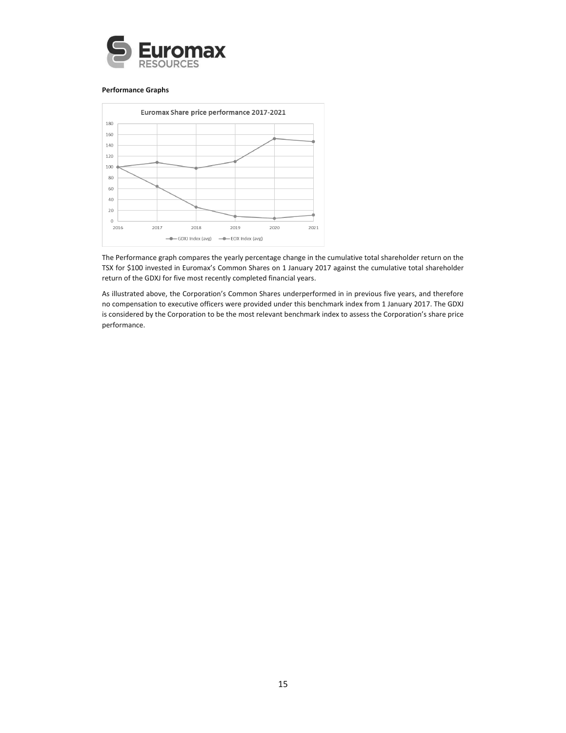**Performance Graphs**

The Performance graph compares the yearly percentage change in the cumulative total shareholder return on the TSX for $100 invested in Euromax's Common Shares on 1 January 2017 against the cumulative total shareholder return of the GDXJ for five most recently completed financial years.

As illustrated above, the Corporation's Common Shares underperformed in in previous five years, and therefore no compensation to executive officers were provided under this benchmark index from 1 January 2017. The GDXJ is considered by the Corporation to be the most relevant benchmark index to assess the Corporation's share price performance.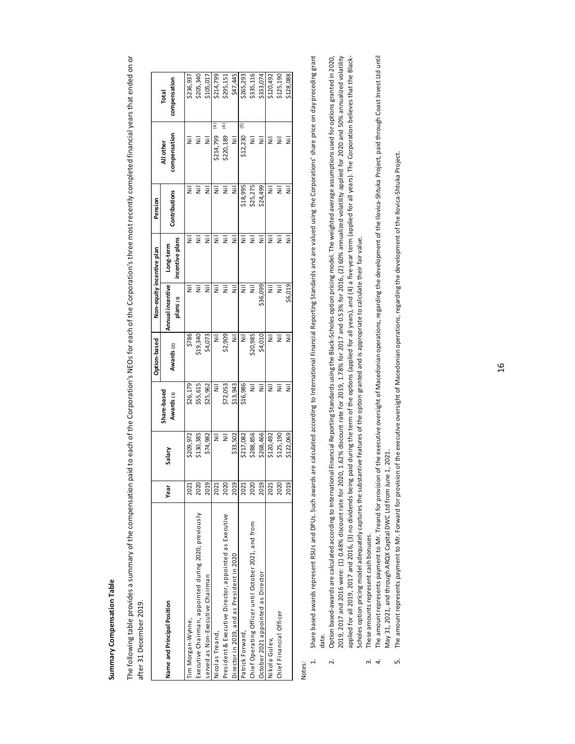**Summary Compensation Table**

The following table provides a summary of the compensation paid to each of the Corporation's NEOs for each of the Corporation's three most recently completed financial years that ended on or after 31 December 2019.

| Name and Principal Position | Year | Salary | Share-based Awards (1) | Option-based Awards (2) | Non-equity incentive plan | | Pension | All other compensation | Total compensation |
|---|---|---|---|---|---|---|---|---|---|
| | | | | | Annual incentive plans (3) | Long-term incentive plans | Contributions | | |
| Tim Morgan-Wynne, Executive Chairman, appointed during 2020, previously served as Non-Executive Chairman | 2021 | $209,972 | $26,179 | $786 | Nil | Nil | Nil | Nil | $236,937 |
| | 2020 | $130,385 | $55,615 | $19,340 | Nil | Nil | Nil | Nil | $205,340 |
| | 2019 | $74,982 | $25,962 | $4,073 | Nil | Nil | Nil | Nil | $105,017 |
| Nicolas Treand, President & Executive Director, appointed as Executive Director in 2019, and as President in 2020 | 2021 | Nil | Nil | Nil | Nil | Nil | Nil | $214,799 (4) | $214,799 |
| | 2020 | Nil | $72,053 | $2,909 | Nil | Nil | Nil | $220,189 (4) | $295,151 |
| | 2019 | $33,502 | $13,943 | Nil | Nil | Nil | Nil | Nil | $47,445 |
| Patrick Forward, Chief Operating Officer until October 2021, and from October 2021 appointed as Director | 2021 | $217,082 | $16,986 | Nil | Nil | Nil | $18,995 | $12,230 (5) | $265,293 |
| | 2020 | $288,856 | Nil | $20,985 | Nil | Nil | $25,275 | Nil | $335,116 |
| | 2019 | $268,466 | Nil | $4,010 | $36,099 | Nil | $24,499 | Nil | $333,074 |
| Nikola Gulev, Chief Financial Officer | 2021 | $120,492 | Nil | Nil | Nil | Nil | Nil | Nil | $120,492 |
| | 2020 | $125,190 | Nil | Nil | Nil | Nil | Nil | Nil | $125,190 |
| | 2019 | $122,069 | Nil | Nil | $6,019 | Nil | Nil | Nil | $128,088 |

Notes:

1. Share based awards represent RSUs and DPUs. Such awards are calculated according to International Financial Reporting Standards and are valued using the Corporations' share price on day preceding grant date.
2. Option based-awards are calculated according to International Financial Reporting Standards using the Black-Scholes option pricing model. The weighted average assumptions used for options granted in 2020, 2019, 2017 and 2016 were: (1) 0.48% discount rate for 2020, 1.62% discount rate for 2019, 1.78% for 2017 and 0.53% for 2016, (2) 60% annualized volatility applied for 2020 and 50% annualized volatility applied for all 2019, 2017 and 2016, (3) no dividends being paid during the term of the options (applied for all years), and (4) a five-year term (applied for all years). The Corporation believes that the Black-Scholes option pricing model adequately captures the substantive features of the option granted and is appropriate to calculate their fair value.
3. These amounts represent cash bonuses.
4. The amount represents payment to Mr. Treand for provision of the executive oversight of Macedonian operations, regarding the development of the Ilovica-Shtuka Project, paid through Coast Invest Ltd until May 31, 2021, and through ARQX Capital DWC Ltd from June 1, 2021.
5. The amount represents payment to Mr. Forward for provision of the executive oversight of Macedonian operations, regarding the development of the Ilovica-Shtuka Project.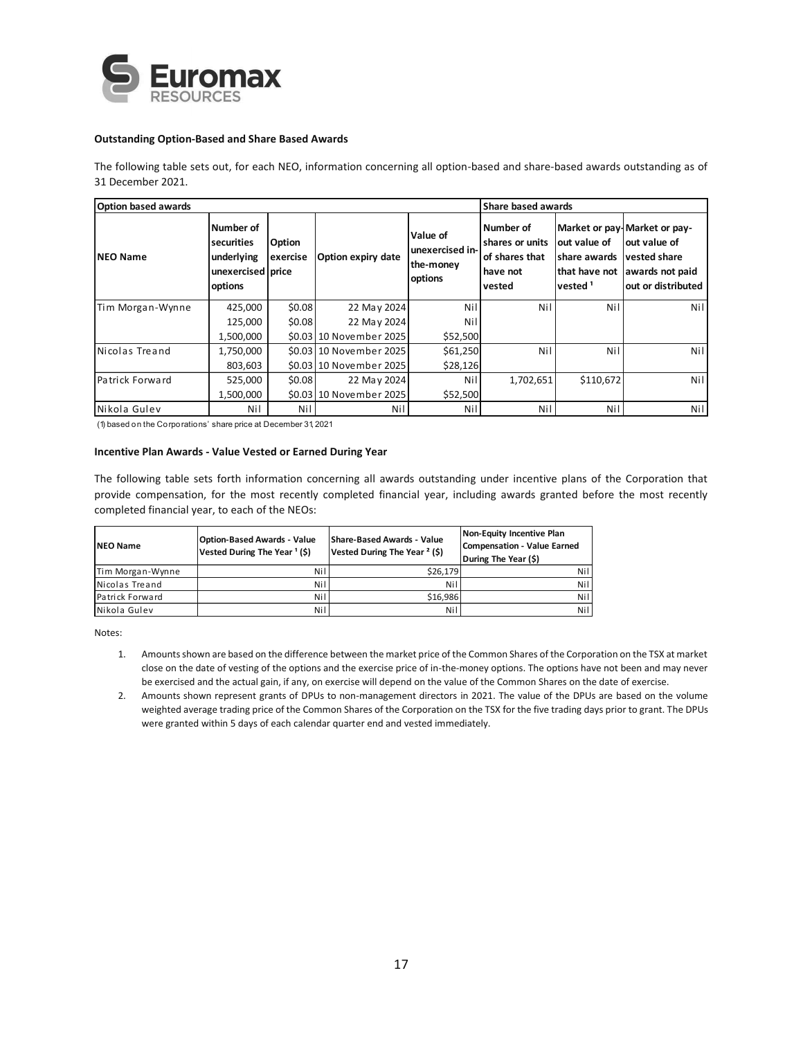**Outstanding Option-Based and Share Based Awards**

The following table sets out, for each NEO, information concerning all option-based and share-based awards outstanding as of 31 December 2021.

| Option based awards | | | | | Share based awards | | |
|---|---|---|---|---|---|---|---|
| NEO Name | Number of securities underlying unexercised options | Option exercise price | Option expiry date | Value of unexercised in-the-money options | Number of shares or units of shares that have not vested | Market or pay-out value of share awards that have not vested [1] | Market or pay-out value of vested share awards not paid out or distributed |
| Tim Morgan-Wynne | 425,000 | $0.08 | 22 May 2024 | Nil | Nil | Nil | Nil |
| | 125,000 | $0.08 | 22 May 2024 | Nil | | | |
| | 1,500,000 | $0.03 | 10 November 2025 | $52,500 | | | |
| Nicolas Treand | 1,750,000 | $0.03 | 10 November 2025 | $61,250 | Nil | Nil | Nil |
| | 803,603 | $0.03 | 10 November 2025 | $28,126 | | | |
| Patrick Forward | 525,000 | $0.08 | 22 May 2024 | Nil | 1,702,651 | $110,672 | Nil |
| | 1,500,000 | $0.03 | 10 November 2025 | $52,500 | | | |
| Nikola Gulev | Nil | Nil | Nil | Nil | Nil | Nil | Nil |

(1) based on the Corporations' share price at December 31, 2021

**Incentive Plan Awards - Value Vested or Earned During Year**

The following table sets forth information concerning all awards outstanding under incentive plans of the Corporation that provide compensation, for the most recently completed financial year, including awards granted before the most recently completed financial year, to each of the NEOs:

| NEO Name | Option-Based Awards - Value Vested During The Year [1] ($) | Share-Based Awards - Value Vested During The Year [2] ($) | Non-Equity Incentive Plan Compensation - Value Earned During The Year ($) |
|---|---|---|---|
| Tim Morgan-Wynne | Nil | $26,179 | Nil |
| Nicolas Treand | Nil | Nil | Nil |
| Patrick Forward | Nil | $16,986 | Nil |
| Nikola Gulev | Nil | Nil | Nil |

Notes:

1. Amounts shown are based on the difference between the market price of the Common Shares of the Corporation on the TSX at market close on the date of vesting of the options and the exercise price of in-the-money options. The options have not been and may never be exercised and the actual gain, if any, on exercise will depend on the value of the Common Shares on the date of exercise.
2. Amounts shown represent grants of DPUs to non-management directors in 2021. The value of the DPUs are based on the volume weighted average trading price of the Common Shares of the Corporation on the TSX for the five trading days prior to grant. The DPUs were granted within 5 days of each calendar quarter end and vested immediately.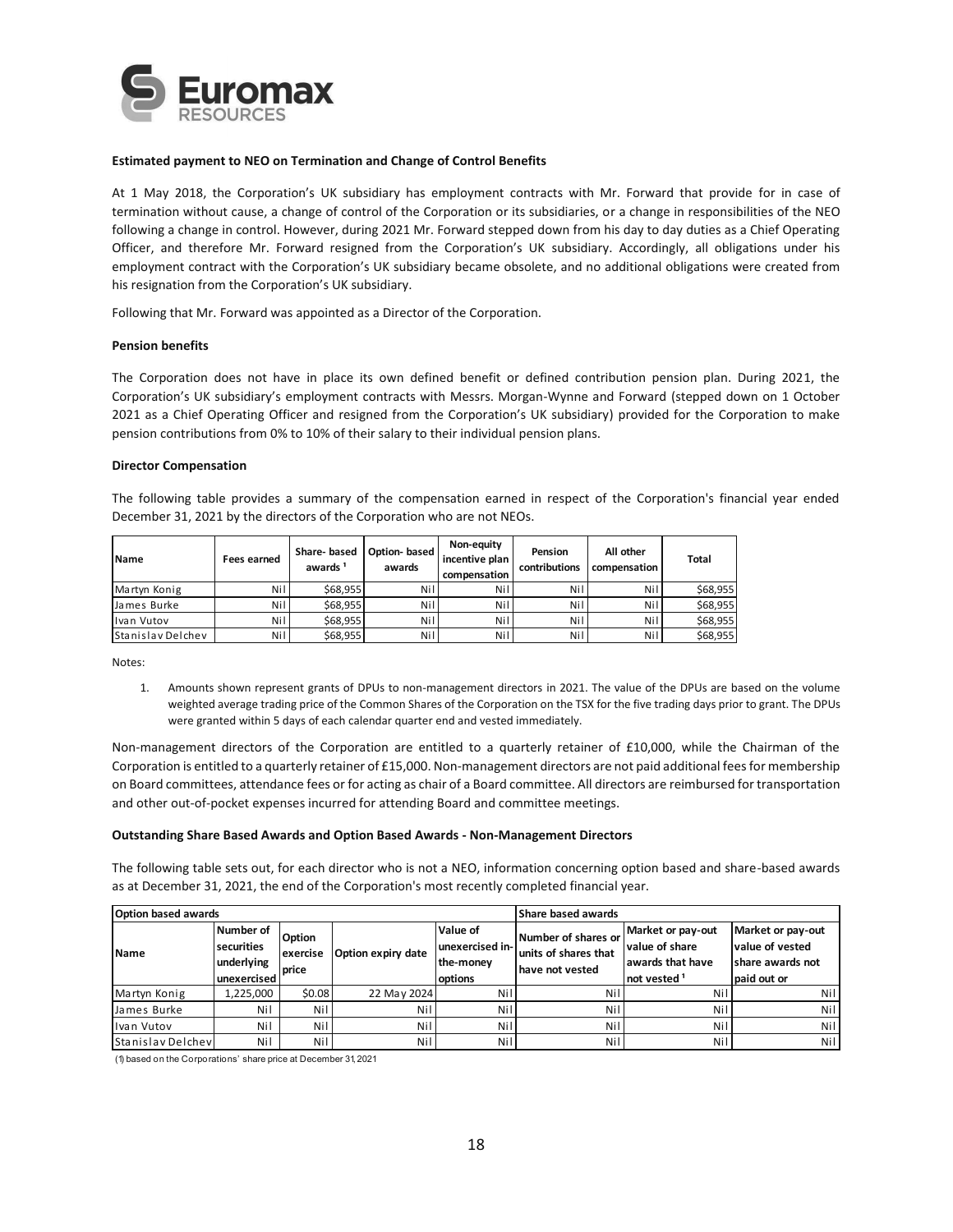**Estimated payment to NEO on Termination and Change of Control Benefits**

At 1 May 2018, the Corporation's UK subsidiary has employment contracts with Mr. Forward that provide for in case of termination without cause, a change of control of the Corporation or its subsidiaries, or a change in responsibilities of the NEO following a change in control. However, during 2021 Mr. Forward stepped down from his day to day duties as a Chief Operating Officer, and therefore Mr. Forward resigned from the Corporation's UK subsidiary. Accordingly, all obligations under his employment contract with the Corporation's UK subsidiary became obsolete, and no additional obligations were created from his resignation from the Corporation's UK subsidiary.

Following that Mr. Forward was appointed as a Director of the Corporation.

**Pension benefits**

The Corporation does not have in place its own defined benefit or defined contribution pension plan. During 2021, the Corporation's UK subsidiary's employment contracts with Messrs. Morgan-Wynne and Forward (stepped down on 1 October 2021 as a Chief Operating Officer and resigned from the Corporation's UK subsidiary) provided for the Corporation to make pension contributions from 0% to 10% of their salary to their individual pension plans.

**Director Compensation**

The following table provides a summary of the compensation earned in respect of the Corporation's financial year ended December 31, 2021 by the directors of the Corporation who are not NEOs.

| Name | Fees earned | Share- based awards [1] | Option- based awards | Non-equity incentive plan compensation | Pension contributions | All other compensation | Total |
|---|---|---|---|---|---|---|---|
| Martyn Konig | Nil | $68,955 | Nil | Nil | Nil | Nil | $68,955 |
| James Burke | Nil | $68,955 | Nil | Nil | Nil | Nil | $68,955 |
| Ivan Vutov | Nil | $68,955 | Nil | Nil | Nil | Nil | $68,955 |
| Stanislav Delchev | Nil | $68,955 | Nil | Nil | Nil | Nil | $68,955 |

Notes:

1. Amounts shown represent grants of DPUs to non-management directors in 2021. The value of the DPUs are based on the volume weighted average trading price of the Common Shares of the Corporation on the TSX for the five trading days prior to grant. The DPUs were granted within 5 days of each calendar quarter end and vested immediately.

Non-management directors of the Corporation are entitled to a quarterly retainer of £10,000, while the Chairman of the Corporation is entitled to a quarterly retainer of £15,000. Non-management directors are not paid additional fees for membership on Board committees, attendance fees or for acting as chair of a Board committee. All directors are reimbursed for transportation and other out-of-pocket expenses incurred for attending Board and committee meetings.

**Outstanding Share Based Awards and Option Based Awards - Non-Management Directors**

The following table sets out, for each director who is not a NEO, information concerning option based and share-based awards as at December 31, 2021, the end of the Corporation's most recently completed financial year.

| Option based awards | | | | | Share based awards | | |
|---|---|---|---|---|---|---|---|
| Name | Number of securities underlying unexercised | Option exercise price | Option expiry date | Value of unexercised in-the-money options | Number of shares or units of shares that have not vested | Market or pay-out value of share awards that have not vested [1] | Market or pay-out value of vested share awards not paid out or |
| Martyn Konig | 1,225,000 | $0.08 | 22 May 2024 | Nil | Nil | Nil | Nil |
| James Burke | Nil | Nil | Nil | Nil | Nil | Nil | Nil |
| Ivan Vutov | Nil | Nil | Nil | Nil | Nil | Nil | Nil |
| Stanislav Delchev | Nil | Nil | Nil | Nil | Nil | Nil | Nil |

(1) based on the Corporations' share price at December 31, 2021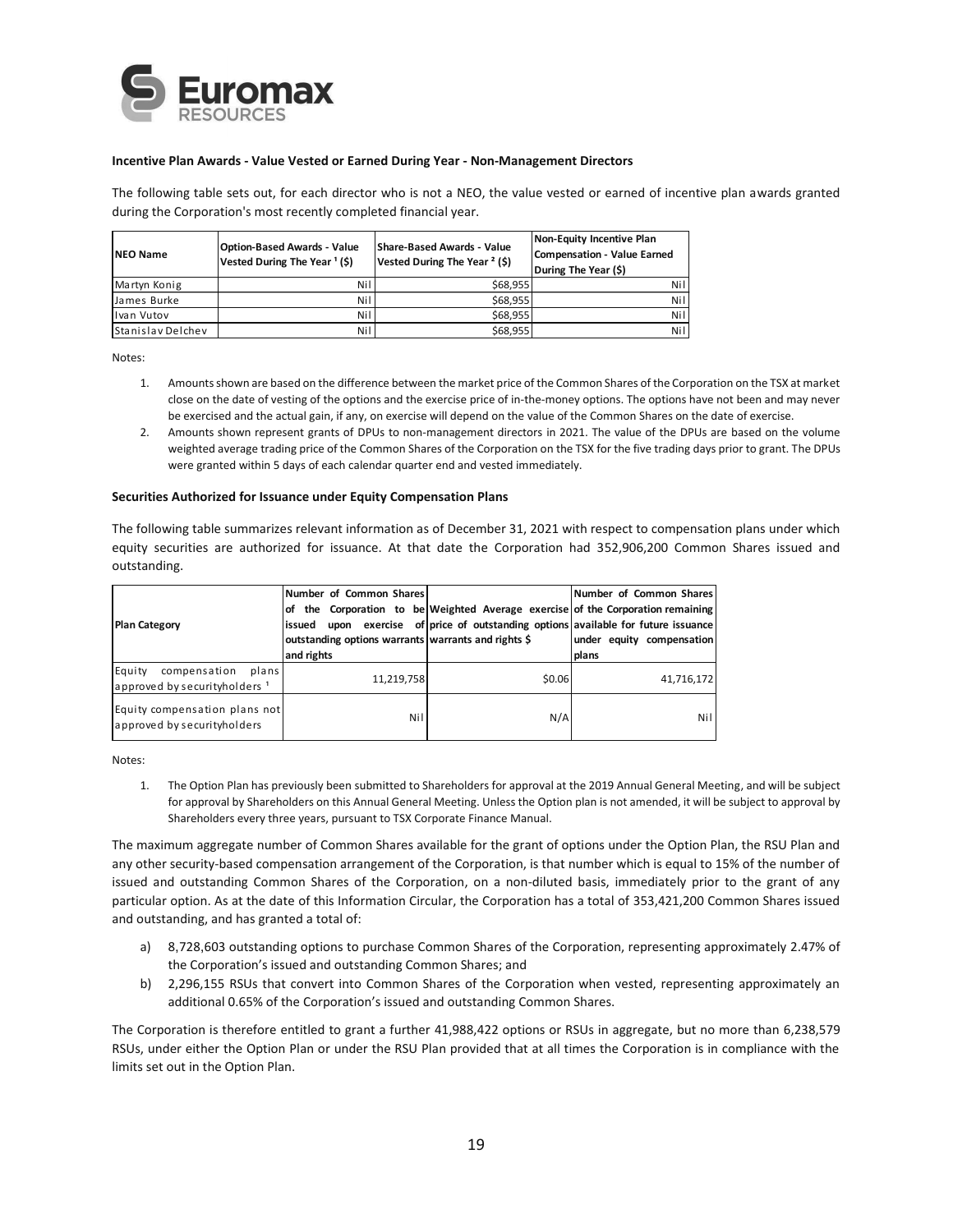**Incentive Plan Awards - Value Vested or Earned During Year - Non-Management Directors**

The following table sets out, for each director who is not a NEO, the value vested or earned of incentive plan awards granted during the Corporation's most recently completed financial year.

| NEO Name | Option-Based Awards - Value Vested During The Year [1] ($) | Share-Based Awards - Value Vested During The Year [2] ($) | Non-Equity Incentive Plan Compensation - Value Earned During The Year ($) |
|---|---|---|---|
| Martyn Konig | Nil | $68,955 | Nil |
| James Burke | Nil | $68,955 | Nil |
| Ivan Vutov | Nil | $68,955 | Nil |
| Stanislav Delchev | Nil | $68,955 | Nil |

Notes:

1. Amounts shown are based on the difference between the market price of the Common Shares of the Corporation on the TSX at market close on the date of vesting of the options and the exercise price of in-the-money options. The options have not been and may never be exercised and the actual gain, if any, on exercise will depend on the value of the Common Shares on the date of exercise.
2. Amounts shown represent grants of DPUs to non-management directors in 2021. The value of the DPUs are based on the volume weighted average trading price of the Common Shares of the Corporation on the TSX for the five trading days prior to grant. The DPUs were granted within 5 days of each calendar quarter end and vested immediately.

**Securities Authorized for Issuance under Equity Compensation Plans**

The following table summarizes relevant information as of December 31, 2021 with respect to compensation plans under which equity securities are authorized for issuance. At that date the Corporation had 352,906,200 Common Shares issued and outstanding.

| Plan Category | Number of Common Shares of the Corporation to be issued upon exercise of outstanding options warrants and rights | Weighted Average exercise price of outstanding options warrants and rights $ | Number of Common Shares of the Corporation remaining available for future issuance under equity compensation plans |
|---|---|---|---|
| Equity compensation plans approved by securityholders [1] | 11,219,758 | $0.06 | 41,716,172 |
| Equity compensation plans not approved by securityholders | Nil | N/A | Nil |

Notes:

1. The Option Plan has previously been submitted to Shareholders for approval at the 2019 Annual General Meeting, and will be subject for approval by Shareholders on this Annual General Meeting. Unless the Option plan is not amended, it will be subject to approval by Shareholders every three years, pursuant to TSX Corporate Finance Manual.

The maximum aggregate number of Common Shares available for the grant of options under the Option Plan, the RSU Plan and any other security-based compensation arrangement of the Corporation, is that number which is equal to 15% of the number of issued and outstanding Common Shares of the Corporation, on a non-diluted basis, immediately prior to the grant of any particular option. As at the date of this Information Circular, the Corporation has a total of 353,421,200 Common Shares issued and outstanding, and has granted a total of:

a) 8,728,603 outstanding options to purchase Common Shares of the Corporation, representing approximately 2.47% of the Corporation's issued and outstanding Common Shares; and
b) 2,296,155 RSUs that convert into Common Shares of the Corporation when vested, representing approximately an additional 0.65% of the Corporation's issued and outstanding Common Shares.

The Corporation is therefore entitled to grant a further 41,988,422 options or RSUs in aggregate, but no more than 6,238,579 RSUs, under either the Option Plan or under the RSU Plan provided that at all times the Corporation is in compliance with the limits set out in the Option Plan.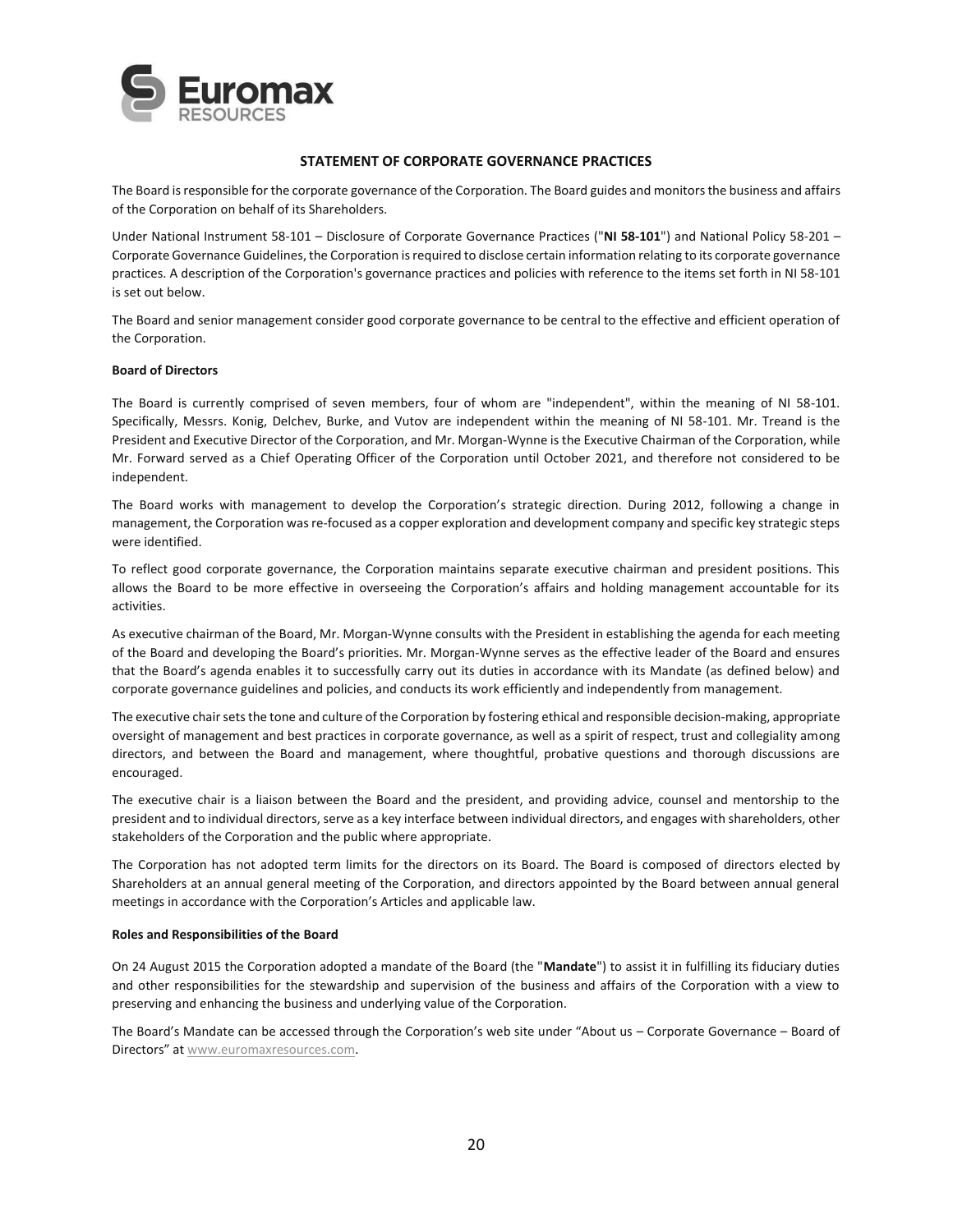## STATEMENT OF CORPORATE GOVERNANCE PRACTICES

The Board is responsible for the corporate governance of the Corporation. The Board guides and monitors the business and affairs of the Corporation on behalf of its Shareholders.

Under National Instrument 58-101 – Disclosure of Corporate Governance Practices ("**NI 58-101**") and National Policy 58-201 – Corporate Governance Guidelines, the Corporation is required to disclose certain information relating to its corporate governance practices. A description of the Corporation's governance practices and policies with reference to the items set forth in NI 58-101 is set out below.

The Board and senior management consider good corporate governance to be central to the effective and efficient operation of the Corporation.

### Board of Directors

The Board is currently comprised of seven members, four of whom are "independent", within the meaning of NI 58-101. Specifically, Messrs. Konig, Delchev, Burke, and Vutov are independent within the meaning of NI 58-101. Mr. Treand is the President and Executive Director of the Corporation, and Mr. Morgan-Wynne is the Executive Chairman of the Corporation, while Mr. Forward served as a Chief Operating Officer of the Corporation until October 2021, and therefore not considered to be independent.

The Board works with management to develop the Corporation's strategic direction. During 2012, following a change in management, the Corporation was re-focused as a copper exploration and development company and specific key strategic steps were identified.

To reflect good corporate governance, the Corporation maintains separate executive chairman and president positions. This allows the Board to be more effective in overseeing the Corporation's affairs and holding management accountable for its activities.

As executive chairman of the Board, Mr. Morgan-Wynne consults with the President in establishing the agenda for each meeting of the Board and developing the Board's priorities. Mr. Morgan-Wynne serves as the effective leader of the Board and ensures that the Board's agenda enables it to successfully carry out its duties in accordance with its Mandate (as defined below) and corporate governance guidelines and policies, and conducts its work efficiently and independently from management.

The executive chair sets the tone and culture of the Corporation by fostering ethical and responsible decision-making, appropriate oversight of management and best practices in corporate governance, as well as a spirit of respect, trust and collegiality among directors, and between the Board and management, where thoughtful, probative questions and thorough discussions are encouraged.

The executive chair is a liaison between the Board and the president, and providing advice, counsel and mentorship to the president and to individual directors, serve as a key interface between individual directors, and engages with shareholders, other stakeholders of the Corporation and the public where appropriate.

The Corporation has not adopted term limits for the directors on its Board. The Board is composed of directors elected by Shareholders at an annual general meeting of the Corporation, and directors appointed by the Board between annual general meetings in accordance with the Corporation's Articles and applicable law.

### Roles and Responsibilities of the Board

On 24 August 2015 the Corporation adopted a mandate of the Board (the "**Mandate**") to assist it in fulfilling its fiduciary duties and other responsibilities for the stewardship and supervision of the business and affairs of the Corporation with a view to preserving and enhancing the business and underlying value of the Corporation.

The Board's Mandate can be accessed through the Corporation's web site under "About us – Corporate Governance – Board of Directors" at www.euromaxresources.com.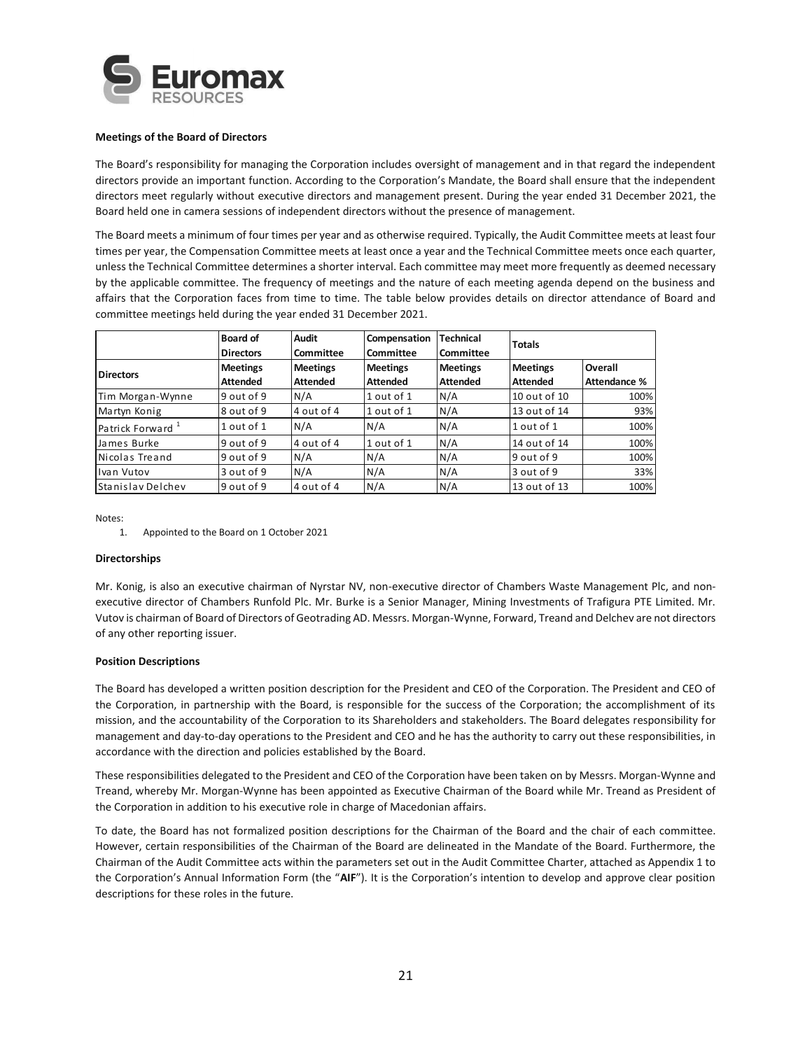**Meetings of the Board of Directors**

The Board's responsibility for managing the Corporation includes oversight of management and in that regard the independent directors provide an important function. According to the Corporation's Mandate, the Board shall ensure that the independent directors meet regularly without executive directors and management present. During the year ended 31 December 2021, the Board held one in camera sessions of independent directors without the presence of management.

The Board meets a minimum of four times per year and as otherwise required. Typically, the Audit Committee meets at least four times per year, the Compensation Committee meets at least once a year and the Technical Committee meets once each quarter, unless the Technical Committee determines a shorter interval. Each committee may meet more frequently as deemed necessary by the applicable committee. The frequency of meetings and the nature of each meeting agenda depend on the business and affairs that the Corporation faces from time to time. The table below provides details on director attendance of Board and committee meetings held during the year ended 31 December 2021.

| | Board of Directors | Audit Committee | Compensation Committee | Technical Committee | Totals | |
|---|---|---|---|---|---|---|
| Directors | Meetings Attended | Meetings Attended | Meetings Attended | Meetings Attended | Meetings Attended | Overall Attendance % |
| Tim Morgan-Wynne | 9 out of 9 | N/A | 1 out of 1 | N/A | 10 out of 10 | 100% |
| Martyn Konig | 8 out of 9 | 4 out of 4 | 1 out of 1 | N/A | 13 out of 14 | 93% |
| Patrick Forward [1] | 1 out of 1 | N/A | N/A | N/A | 1 out of 1 | 100% |
| James Burke | 9 out of 9 | 4 out of 4 | 1 out of 1 | N/A | 14 out of 14 | 100% |
| Nicolas Treand | 9 out of 9 | N/A | N/A | N/A | 9 out of 9 | 100% |
| Ivan Vutov | 3 out of 9 | N/A | N/A | N/A | 3 out of 9 | 33% |
| Stanislav Delchev | 9 out of 9 | 4 out of 4 | N/A | N/A | 13 out of 13 | 100% |

Notes:

1. Appointed to the Board on 1 October 2021

**Directorships**

Mr. Konig, is also an executive chairman of Nyrstar NV, non-executive director of Chambers Waste Management Plc, and non-executive director of Chambers Runfold Plc. Mr. Burke is a Senior Manager, Mining Investments of Trafigura PTE Limited. Mr. Vutov is chairman of Board of Directors of Geotrading AD. Messrs. Morgan-Wynne, Forward, Treand and Delchev are not directors of any other reporting issuer.

**Position Descriptions**

The Board has developed a written position description for the President and CEO of the Corporation. The President and CEO of the Corporation, in partnership with the Board, is responsible for the success of the Corporation; the accomplishment of its mission, and the accountability of the Corporation to its Shareholders and stakeholders. The Board delegates responsibility for management and day-to-day operations to the President and CEO and he has the authority to carry out these responsibilities, in accordance with the direction and policies established by the Board.

These responsibilities delegated to the President and CEO of the Corporation have been taken on by Messrs. Morgan-Wynne and Treand, whereby Mr. Morgan-Wynne has been appointed as Executive Chairman of the Board while Mr. Treand as President of the Corporation in addition to his executive role in charge of Macedonian affairs.

To date, the Board has not formalized position descriptions for the Chairman of the Board and the chair of each committee. However, certain responsibilities of the Chairman of the Board are delineated in the Mandate of the Board. Furthermore, the Chairman of the Audit Committee acts within the parameters set out in the Audit Committee Charter, attached as Appendix 1 to the Corporation's Annual Information Form (the "**AIF**"). It is the Corporation's intention to develop and approve clear position descriptions for these roles in the future.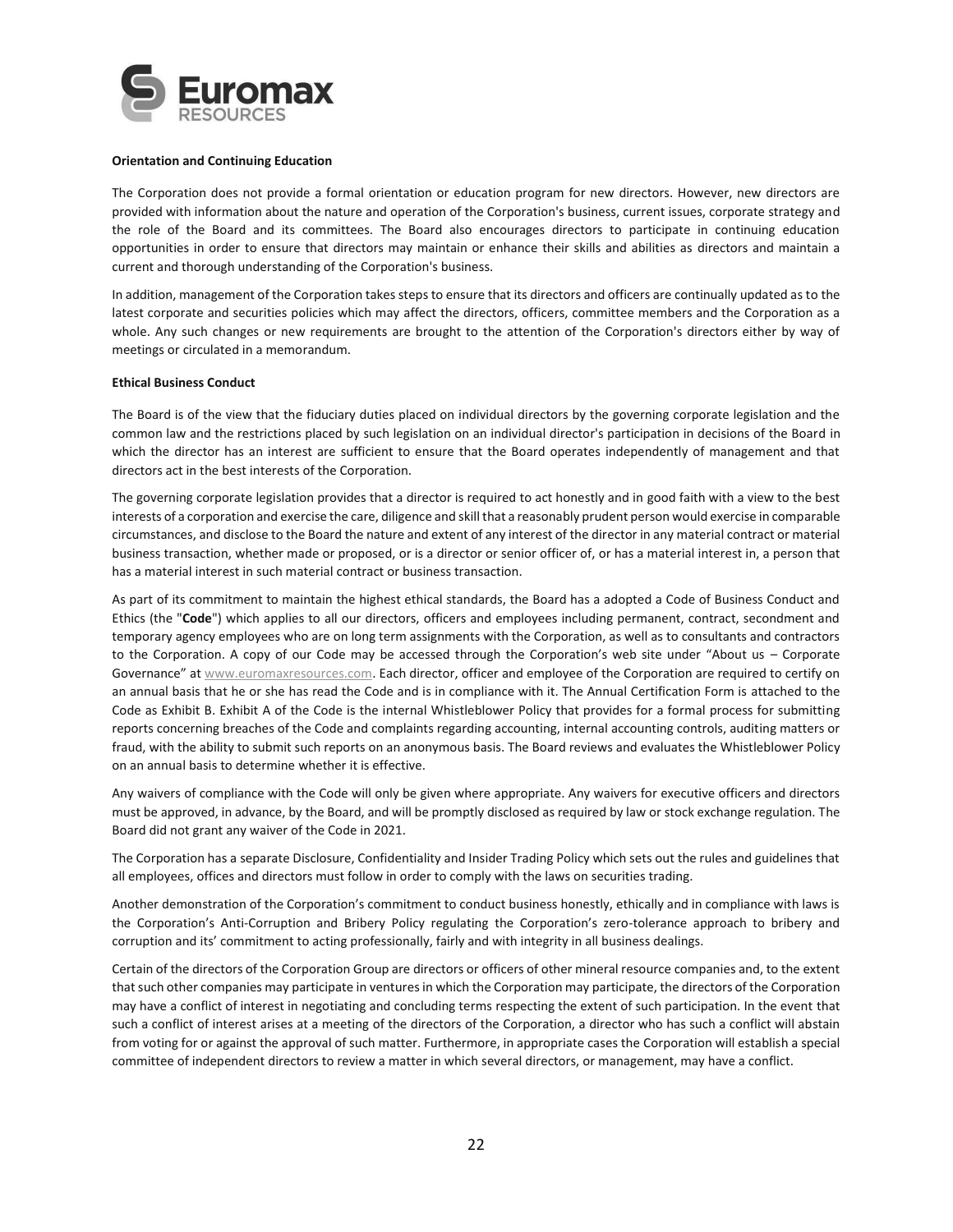**Orientation and Continuing Education**

The Corporation does not provide a formal orientation or education program for new directors. However, new directors are provided with information about the nature and operation of the Corporation's business, current issues, corporate strategy and the role of the Board and its committees. The Board also encourages directors to participate in continuing education opportunities in order to ensure that directors may maintain or enhance their skills and abilities as directors and maintain a current and thorough understanding of the Corporation's business.

In addition, management of the Corporation takes steps to ensure that its directors and officers are continually updated as to the latest corporate and securities policies which may affect the directors, officers, committee members and the Corporation as a whole. Any such changes or new requirements are brought to the attention of the Corporation's directors either by way of meetings or circulated in a memorandum.

**Ethical Business Conduct**

The Board is of the view that the fiduciary duties placed on individual directors by the governing corporate legislation and the common law and the restrictions placed by such legislation on an individual director's participation in decisions of the Board in which the director has an interest are sufficient to ensure that the Board operates independently of management and that directors act in the best interests of the Corporation.

The governing corporate legislation provides that a director is required to act honestly and in good faith with a view to the best interests of a corporation and exercise the care, diligence and skill that a reasonably prudent person would exercise in comparable circumstances, and disclose to the Board the nature and extent of any interest of the director in any material contract or material business transaction, whether made or proposed, or is a director or senior officer of, or has a material interest in, a person that has a material interest in such material contract or business transaction.

As part of its commitment to maintain the highest ethical standards, the Board has a adopted a Code of Business Conduct and Ethics (the "**Code**") which applies to all our directors, officers and employees including permanent, contract, secondment and temporary agency employees who are on long term assignments with the Corporation, as well as to consultants and contractors to the Corporation. A copy of our Code may be accessed through the Corporation's web site under "About us – Corporate Governance" at www.euromaxresources.com. Each director, officer and employee of the Corporation are required to certify on an annual basis that he or she has read the Code and is in compliance with it. The Annual Certification Form is attached to the Code as Exhibit B. Exhibit A of the Code is the internal Whistleblower Policy that provides for a formal process for submitting reports concerning breaches of the Code and complaints regarding accounting, internal accounting controls, auditing matters or fraud, with the ability to submit such reports on an anonymous basis. The Board reviews and evaluates the Whistleblower Policy on an annual basis to determine whether it is effective.

Any waivers of compliance with the Code will only be given where appropriate. Any waivers for executive officers and directors must be approved, in advance, by the Board, and will be promptly disclosed as required by law or stock exchange regulation. The Board did not grant any waiver of the Code in 2021.

The Corporation has a separate Disclosure, Confidentiality and Insider Trading Policy which sets out the rules and guidelines that all employees, offices and directors must follow in order to comply with the laws on securities trading.

Another demonstration of the Corporation's commitment to conduct business honestly, ethically and in compliance with laws is the Corporation's Anti-Corruption and Bribery Policy regulating the Corporation's zero-tolerance approach to bribery and corruption and its' commitment to acting professionally, fairly and with integrity in all business dealings.

Certain of the directors of the Corporation Group are directors or officers of other mineral resource companies and, to the extent that such other companies may participate in ventures in which the Corporation may participate, the directors of the Corporation may have a conflict of interest in negotiating and concluding terms respecting the extent of such participation. In the event that such a conflict of interest arises at a meeting of the directors of the Corporation, a director who has such a conflict will abstain from voting for or against the approval of such matter. Furthermore, in appropriate cases the Corporation will establish a special committee of independent directors to review a matter in which several directors, or management, may have a conflict.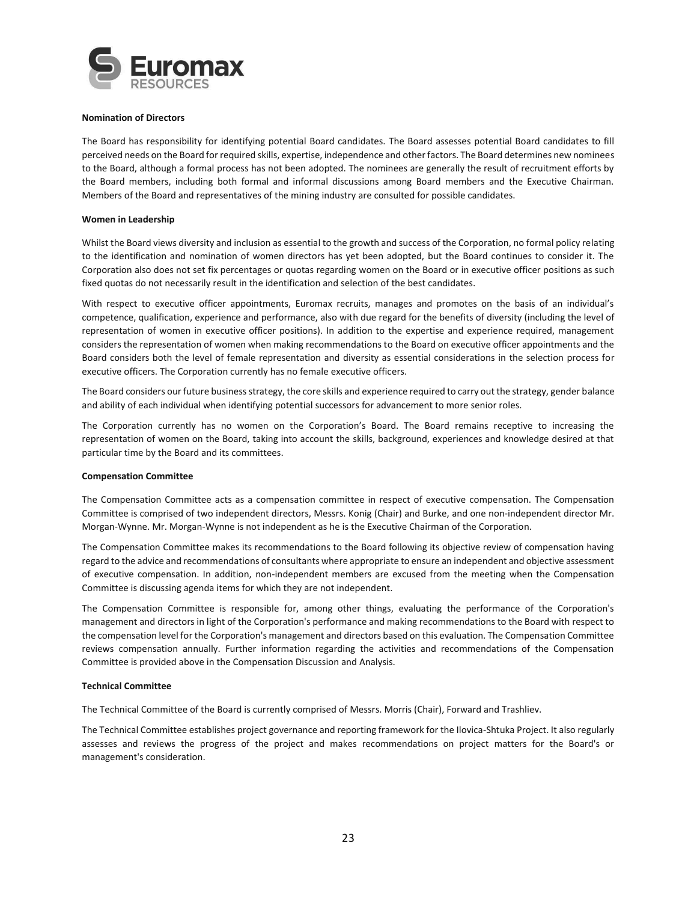**Nomination of Directors**

The Board has responsibility for identifying potential Board candidates. The Board assesses potential Board candidates to fill perceived needs on the Board for required skills, expertise, independence and other factors. The Board determines new nominees to the Board, although a formal process has not been adopted. The nominees are generally the result of recruitment efforts by the Board members, including both formal and informal discussions among Board members and the Executive Chairman. Members of the Board and representatives of the mining industry are consulted for possible candidates.

**Women in Leadership**

Whilst the Board views diversity and inclusion as essential to the growth and success of the Corporation, no formal policy relating to the identification and nomination of women directors has yet been adopted, but the Board continues to consider it. The Corporation also does not set fix percentages or quotas regarding women on the Board or in executive officer positions as such fixed quotas do not necessarily result in the identification and selection of the best candidates.

With respect to executive officer appointments, Euromax recruits, manages and promotes on the basis of an individual's competence, qualification, experience and performance, also with due regard for the benefits of diversity (including the level of representation of women in executive officer positions). In addition to the expertise and experience required, management considers the representation of women when making recommendations to the Board on executive officer appointments and the Board considers both the level of female representation and diversity as essential considerations in the selection process for executive officers. The Corporation currently has no female executive officers.

The Board considers our future business strategy, the core skills and experience required to carry out the strategy, gender balance and ability of each individual when identifying potential successors for advancement to more senior roles.

The Corporation currently has no women on the Corporation's Board. The Board remains receptive to increasing the representation of women on the Board, taking into account the skills, background, experiences and knowledge desired at that particular time by the Board and its committees.

**Compensation Committee**

The Compensation Committee acts as a compensation committee in respect of executive compensation. The Compensation Committee is comprised of two independent directors, Messrs. Konig (Chair) and Burke, and one non-independent director Mr. Morgan-Wynne. Mr. Morgan-Wynne is not independent as he is the Executive Chairman of the Corporation.

The Compensation Committee makes its recommendations to the Board following its objective review of compensation having regard to the advice and recommendations of consultants where appropriate to ensure an independent and objective assessment of executive compensation. In addition, non-independent members are excused from the meeting when the Compensation Committee is discussing agenda items for which they are not independent.

The Compensation Committee is responsible for, among other things, evaluating the performance of the Corporation's management and directors in light of the Corporation's performance and making recommendations to the Board with respect to the compensation level for the Corporation's management and directors based on this evaluation. The Compensation Committee reviews compensation annually. Further information regarding the activities and recommendations of the Compensation Committee is provided above in the Compensation Discussion and Analysis.

**Technical Committee**

The Technical Committee of the Board is currently comprised of Messrs. Morris (Chair), Forward and Trashliev.

The Technical Committee establishes project governance and reporting framework for the Ilovica-Shtuka Project. It also regularly assesses and reviews the progress of the project and makes recommendations on project matters for the Board's or management's consideration.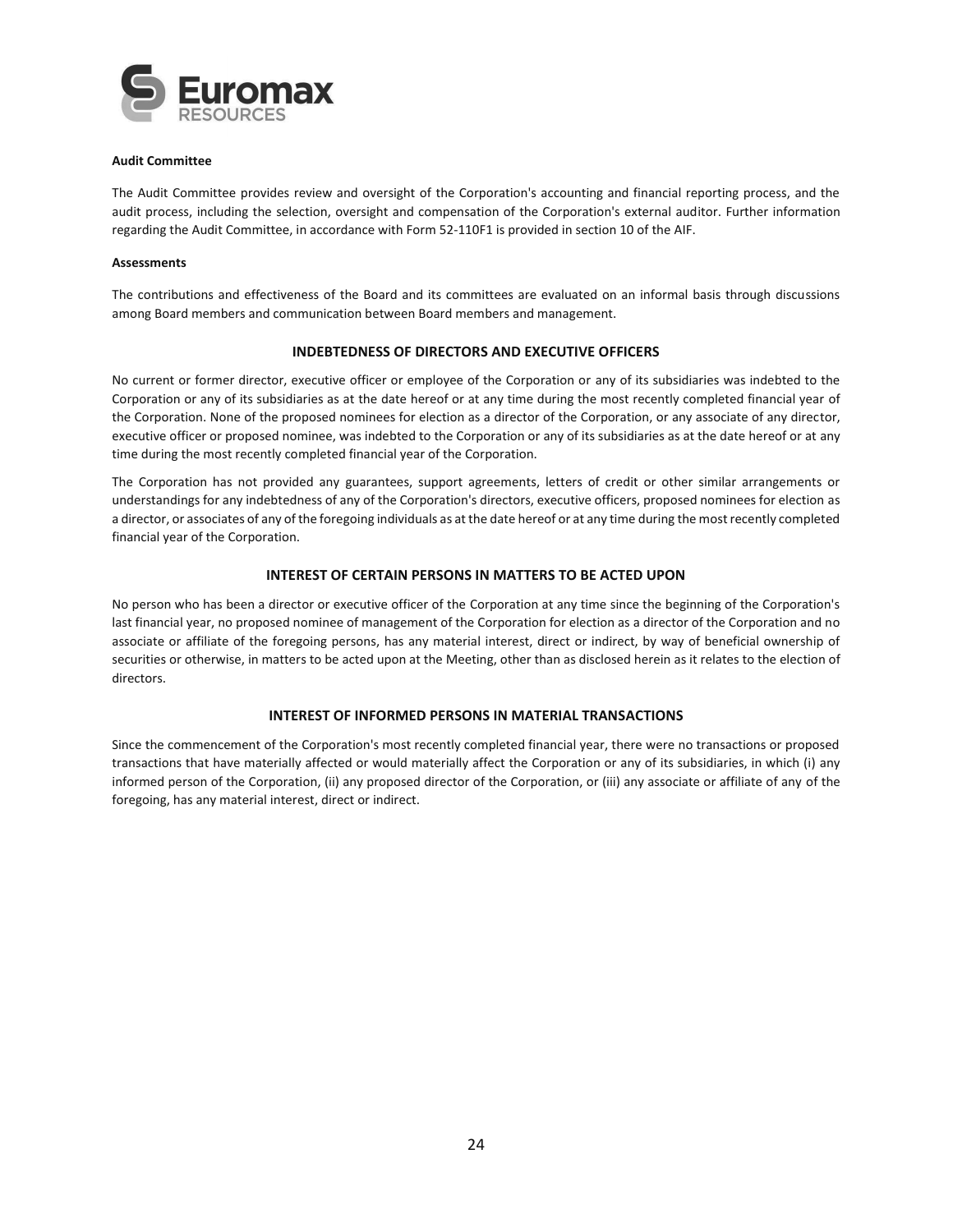**Audit Committee**

The Audit Committee provides review and oversight of the Corporation's accounting and financial reporting process, and the audit process, including the selection, oversight and compensation of the Corporation's external auditor. Further information regarding the Audit Committee, in accordance with Form 52-110F1 is provided in section 10 of the AIF.

**Assessments**

The contributions and effectiveness of the Board and its committees are evaluated on an informal basis through discussions among Board members and communication between Board members and management.

## INDEBTEDNESS OF DIRECTORS AND EXECUTIVE OFFICERS

No current or former director, executive officer or employee of the Corporation or any of its subsidiaries was indebted to the Corporation or any of its subsidiaries as at the date hereof or at any time during the most recently completed financial year of the Corporation. None of the proposed nominees for election as a director of the Corporation, or any associate of any director, executive officer or proposed nominee, was indebted to the Corporation or any of its subsidiaries as at the date hereof or at any time during the most recently completed financial year of the Corporation.

The Corporation has not provided any guarantees, support agreements, letters of credit or other similar arrangements or understandings for any indebtedness of any of the Corporation's directors, executive officers, proposed nominees for election as a director, or associates of any of the foregoing individuals as at the date hereof or at any time during the most recently completed financial year of the Corporation.

## INTEREST OF CERTAIN PERSONS IN MATTERS TO BE ACTED UPON

No person who has been a director or executive officer of the Corporation at any time since the beginning of the Corporation's last financial year, no proposed nominee of management of the Corporation for election as a director of the Corporation and no associate or affiliate of the foregoing persons, has any material interest, direct or indirect, by way of beneficial ownership of securities or otherwise, in matters to be acted upon at the Meeting, other than as disclosed herein as it relates to the election of directors.

## INTEREST OF INFORMED PERSONS IN MATERIAL TRANSACTIONS

Since the commencement of the Corporation's most recently completed financial year, there were no transactions or proposed transactions that have materially affected or would materially affect the Corporation or any of its subsidiaries, in which (i) any informed person of the Corporation, (ii) any proposed director of the Corporation, or (iii) any associate or affiliate of any of the foregoing, has any material interest, direct or indirect.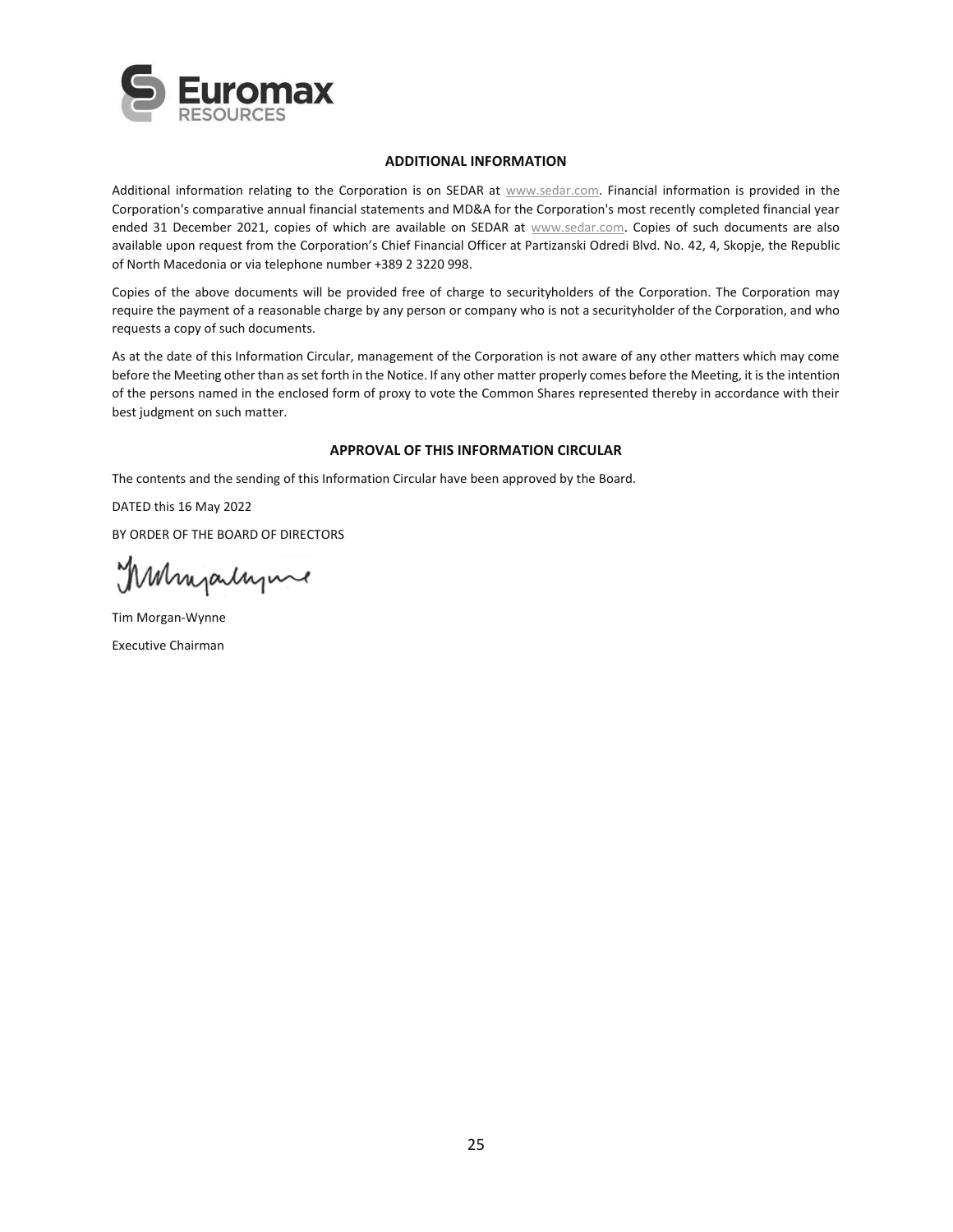## ADDITIONAL INFORMATION

Additional information relating to the Corporation is on SEDAR at www.sedar.com. Financial information is provided in the Corporation's comparative annual financial statements and MD&A for the Corporation's most recently completed financial year ended 31 December 2021, copies of which are available on SEDAR at www.sedar.com. Copies of such documents are also available upon request from the Corporation's Chief Financial Officer at Partizanski Odredi Blvd. No. 42, 4, Skopje, the Republic of North Macedonia or via telephone number +389 2 3220 998.

Copies of the above documents will be provided free of charge to securityholders of the Corporation. The Corporation may require the payment of a reasonable charge by any person or company who is not a securityholder of the Corporation, and who requests a copy of such documents.

As at the date of this Information Circular, management of the Corporation is not aware of any other matters which may come before the Meeting other than as set forth in the Notice. If any other matter properly comes before the Meeting, it is the intention of the persons named in the enclosed form of proxy to vote the Common Shares represented thereby in accordance with their best judgment on such matter.

## APPROVAL OF THIS INFORMATION CIRCULAR

The contents and the sending of this Information Circular have been approved by the Board.

DATED this 16 May 2022

BY ORDER OF THE BOARD OF DIRECTORS

Tim Morgan-Wynne

Executive Chairman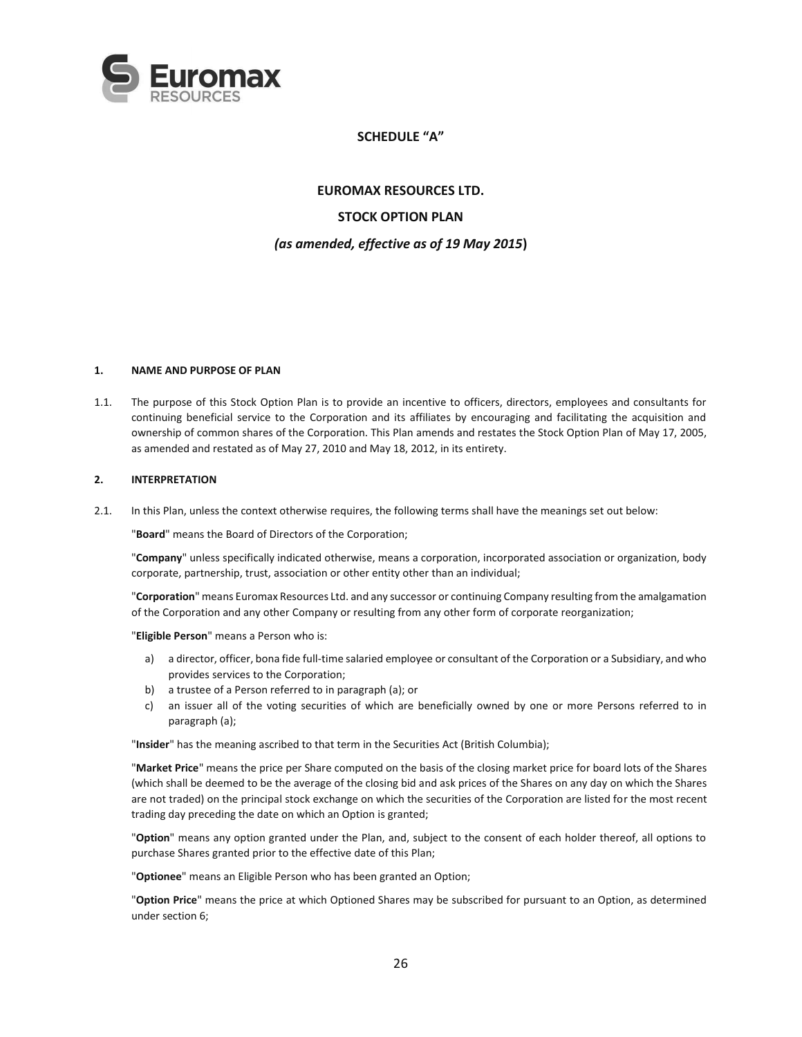# SCHEDULE "A"

## EUROMAX RESOURCES LTD.

## STOCK OPTION PLAN

### *(as amended, effective as of 19 May 2015)*

**1. NAME AND PURPOSE OF PLAN**

1.1. The purpose of this Stock Option Plan is to provide an incentive to officers, directors, employees and consultants for continuing beneficial service to the Corporation and its affiliates by encouraging and facilitating the acquisition and ownership of common shares of the Corporation. This Plan amends and restates the Stock Option Plan of May 17, 2005, as amended and restated as of May 27, 2010 and May 18, 2012, in its entirety.

**2. INTERPRETATION**

2.1. In this Plan, unless the context otherwise requires, the following terms shall have the meanings set out below:

"**Board**" means the Board of Directors of the Corporation;

"**Company**" unless specifically indicated otherwise, means a corporation, incorporated association or organization, body corporate, partnership, trust, association or other entity other than an individual;

"**Corporation**" means Euromax Resources Ltd. and any successor or continuing Company resulting from the amalgamation of the Corporation and any other Company or resulting from any other form of corporate reorganization;

"**Eligible Person**" means a Person who is:

a) a director, officer, bona fide full-time salaried employee or consultant of the Corporation or a Subsidiary, and who provides services to the Corporation;
b) a trustee of a Person referred to in paragraph (a); or
c) an issuer all of the voting securities of which are beneficially owned by one or more Persons referred to in paragraph (a);

"**Insider**" has the meaning ascribed to that term in the Securities Act (British Columbia);

"**Market Price**" means the price per Share computed on the basis of the closing market price for board lots of the Shares (which shall be deemed to be the average of the closing bid and ask prices of the Shares on any day on which the Shares are not traded) on the principal stock exchange on which the securities of the Corporation are listed for the most recent trading day preceding the date on which an Option is granted;

"**Option**" means any option granted under the Plan, and, subject to the consent of each holder thereof, all options to purchase Shares granted prior to the effective date of this Plan;

"**Optionee**" means an Eligible Person who has been granted an Option;

"**Option Price**" means the price at which Optioned Shares may be subscribed for pursuant to an Option, as determined under section 6;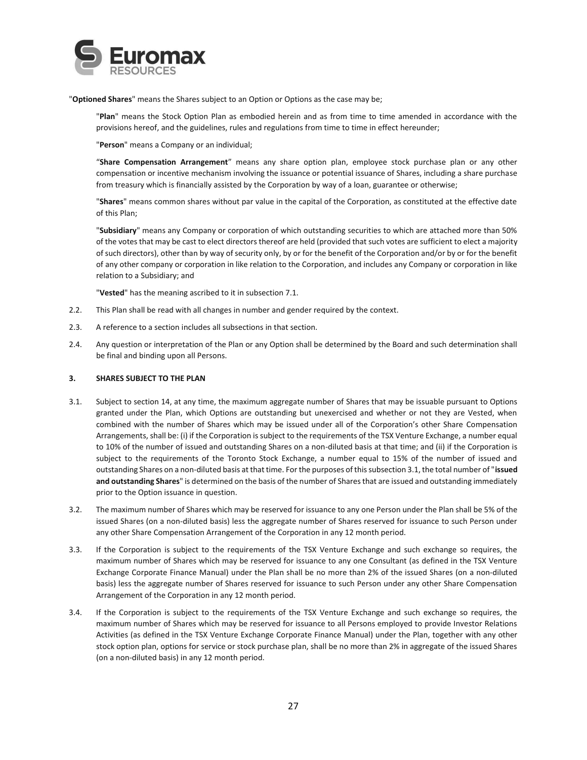"**Optioned Shares**" means the Shares subject to an Option or Options as the case may be;

"**Plan**" means the Stock Option Plan as embodied herein and as from time to time amended in accordance with the provisions hereof, and the guidelines, rules and regulations from time to time in effect hereunder;

"**Person**" means a Company or an individual;

"**Share Compensation Arrangement**" means any share option plan, employee stock purchase plan or any other compensation or incentive mechanism involving the issuance or potential issuance of Shares, including a share purchase from treasury which is financially assisted by the Corporation by way of a loan, guarantee or otherwise;

"**Shares**" means common shares without par value in the capital of the Corporation, as constituted at the effective date of this Plan;

"**Subsidiary**" means any Company or corporation of which outstanding securities to which are attached more than 50% of the votes that may be cast to elect directors thereof are held (provided that such votes are sufficient to elect a majority of such directors), other than by way of security only, by or for the benefit of the Corporation and/or by or for the benefit of any other company or corporation in like relation to the Corporation, and includes any Company or corporation in like relation to a Subsidiary; and

"**Vested**" has the meaning ascribed to it in subsection 7.1.

2.2. This Plan shall be read with all changes in number and gender required by the context.

2.3. A reference to a section includes all subsections in that section.

2.4. Any question or interpretation of the Plan or any Option shall be determined by the Board and such determination shall be final and binding upon all Persons.

### 3. SHARES SUBJECT TO THE PLAN

3.1. Subject to section 14, at any time, the maximum aggregate number of Shares that may be issuable pursuant to Options granted under the Plan, which Options are outstanding but unexercised and whether or not they are Vested, when combined with the number of Shares which may be issued under all of the Corporation's other Share Compensation Arrangements, shall be: (i) if the Corporation is subject to the requirements of the TSX Venture Exchange, a number equal to 10% of the number of issued and outstanding Shares on a non-diluted basis at that time; and (ii) if the Corporation is subject to the requirements of the Toronto Stock Exchange, a number equal to 15% of the number of issued and outstanding Shares on a non-diluted basis at that time. For the purposes of this subsection 3.1, the total number of "**issued and outstanding Shares**" is determined on the basis of the number of Shares that are issued and outstanding immediately prior to the Option issuance in question.

3.2. The maximum number of Shares which may be reserved for issuance to any one Person under the Plan shall be 5% of the issued Shares (on a non-diluted basis) less the aggregate number of Shares reserved for issuance to such Person under any other Share Compensation Arrangement of the Corporation in any 12 month period.

3.3. If the Corporation is subject to the requirements of the TSX Venture Exchange and such exchange so requires, the maximum number of Shares which may be reserved for issuance to any one Consultant (as defined in the TSX Venture Exchange Corporate Finance Manual) under the Plan shall be no more than 2% of the issued Shares (on a non-diluted basis) less the aggregate number of Shares reserved for issuance to such Person under any other Share Compensation Arrangement of the Corporation in any 12 month period.

3.4. If the Corporation is subject to the requirements of the TSX Venture Exchange and such exchange so requires, the maximum number of Shares which may be reserved for issuance to all Persons employed to provide Investor Relations Activities (as defined in the TSX Venture Exchange Corporate Finance Manual) under the Plan, together with any other stock option plan, options for service or stock purchase plan, shall be no more than 2% in aggregate of the issued Shares (on a non-diluted basis) in any 12 month period.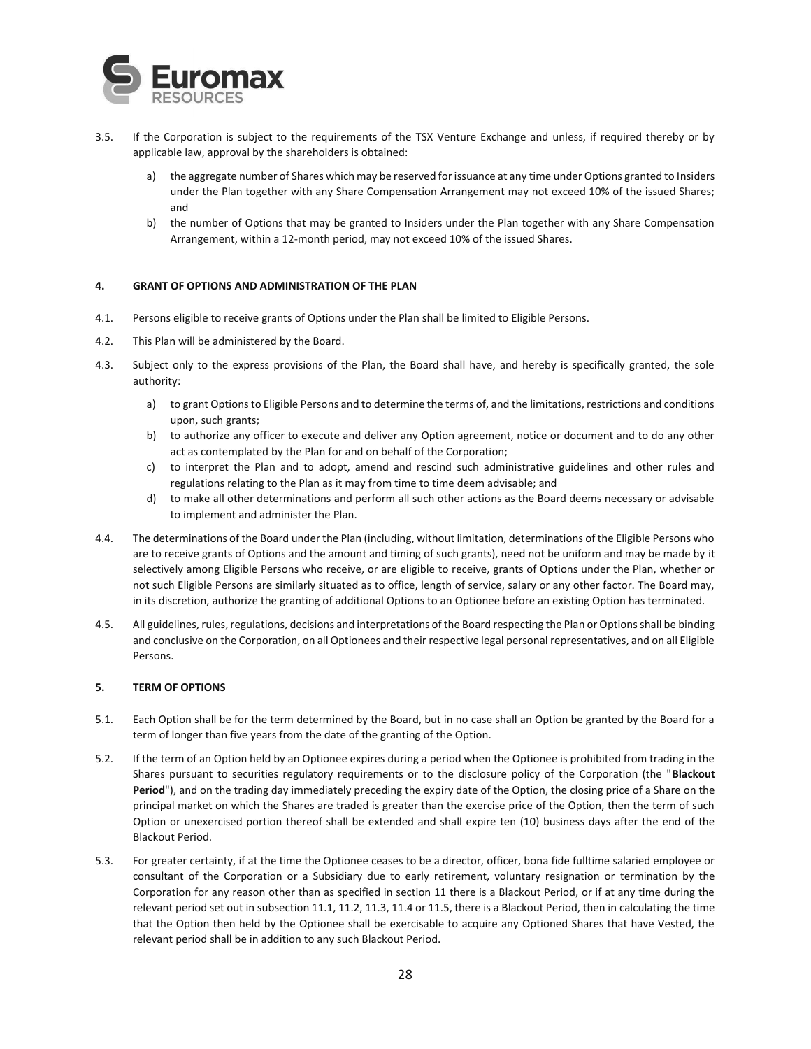3.5. If the Corporation is subject to the requirements of the TSX Venture Exchange and unless, if required thereby or by applicable law, approval by the shareholders is obtained:

a) the aggregate number of Shares which may be reserved for issuance at any time under Options granted to Insiders under the Plan together with any Share Compensation Arrangement may not exceed 10% of the issued Shares; and

b) the number of Options that may be granted to Insiders under the Plan together with any Share Compensation Arrangement, within a 12-month period, may not exceed 10% of the issued Shares.

### 4. GRANT OF OPTIONS AND ADMINISTRATION OF THE PLAN

4.1. Persons eligible to receive grants of Options under the Plan shall be limited to Eligible Persons.

4.2. This Plan will be administered by the Board.

4.3. Subject only to the express provisions of the Plan, the Board shall have, and hereby is specifically granted, the sole authority:

a) to grant Options to Eligible Persons and to determine the terms of, and the limitations, restrictions and conditions upon, such grants;

b) to authorize any officer to execute and deliver any Option agreement, notice or document and to do any other act as contemplated by the Plan for and on behalf of the Corporation;

c) to interpret the Plan and to adopt, amend and rescind such administrative guidelines and other rules and regulations relating to the Plan as it may from time to time deem advisable; and

d) to make all other determinations and perform all such other actions as the Board deems necessary or advisable to implement and administer the Plan.

4.4. The determinations of the Board under the Plan (including, without limitation, determinations of the Eligible Persons who are to receive grants of Options and the amount and timing of such grants), need not be uniform and may be made by it selectively among Eligible Persons who receive, or are eligible to receive, grants of Options under the Plan, whether or not such Eligible Persons are similarly situated as to office, length of service, salary or any other factor. The Board may, in its discretion, authorize the granting of additional Options to an Optionee before an existing Option has terminated.

4.5. All guidelines, rules, regulations, decisions and interpretations of the Board respecting the Plan or Options shall be binding and conclusive on the Corporation, on all Optionees and their respective legal personal representatives, and on all Eligible Persons.

### 5. TERM OF OPTIONS

5.1. Each Option shall be for the term determined by the Board, but in no case shall an Option be granted by the Board for a term of longer than five years from the date of the granting of the Option.

5.2. If the term of an Option held by an Optionee expires during a period when the Optionee is prohibited from trading in the Shares pursuant to securities regulatory requirements or to the disclosure policy of the Corporation (the "**Blackout Period**"), and on the trading day immediately preceding the expiry date of the Option, the closing price of a Share on the principal market on which the Shares are traded is greater than the exercise price of the Option, then the term of such Option or unexercised portion thereof shall be extended and shall expire ten (10) business days after the end of the Blackout Period.

5.3. For greater certainty, if at the time the Optionee ceases to be a director, officer, bona fide fulltime salaried employee or consultant of the Corporation or a Subsidiary due to early retirement, voluntary resignation or termination by the Corporation for any reason other than as specified in section 11 there is a Blackout Period, or if at any time during the relevant period set out in subsection 11.1, 11.2, 11.3, 11.4 or 11.5, there is a Blackout Period, then in calculating the time that the Option then held by the Optionee shall be exercisable to acquire any Optioned Shares that have Vested, the relevant period shall be in addition to any such Blackout Period.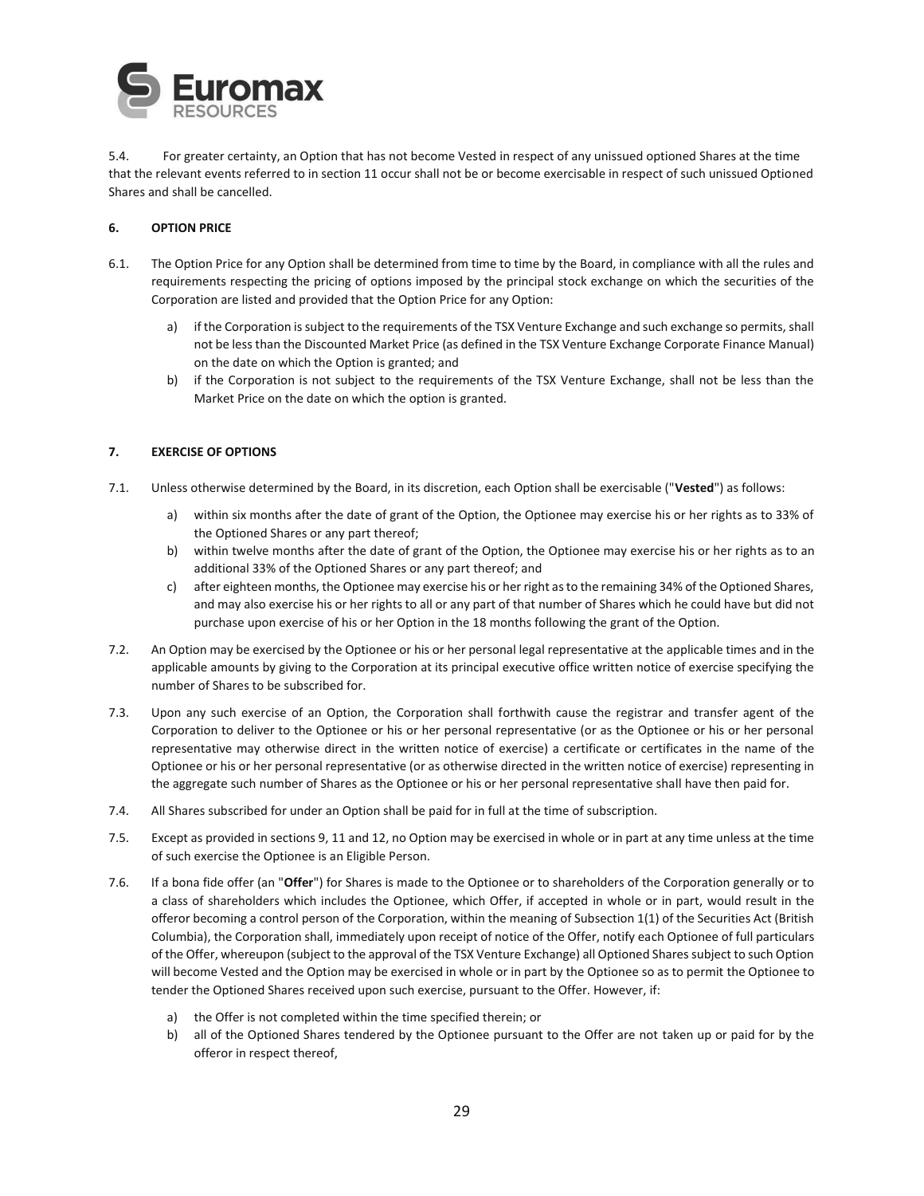5.4. For greater certainty, an Option that has not become Vested in respect of any unissued optioned Shares at the time that the relevant events referred to in section 11 occur shall not be or become exercisable in respect of such unissued Optioned Shares and shall be cancelled.

## 6. OPTION PRICE

6.1. The Option Price for any Option shall be determined from time to time by the Board, in compliance with all the rules and requirements respecting the pricing of options imposed by the principal stock exchange on which the securities of the Corporation are listed and provided that the Option Price for any Option:

a) if the Corporation is subject to the requirements of the TSX Venture Exchange and such exchange so permits, shall not be less than the Discounted Market Price (as defined in the TSX Venture Exchange Corporate Finance Manual) on the date on which the Option is granted; and

b) if the Corporation is not subject to the requirements of the TSX Venture Exchange, shall not be less than the Market Price on the date on which the option is granted.

## 7. EXERCISE OF OPTIONS

7.1. Unless otherwise determined by the Board, in its discretion, each Option shall be exercisable ("**Vested**") as follows:

a) within six months after the date of grant of the Option, the Optionee may exercise his or her rights as to 33% of the Optioned Shares or any part thereof;

b) within twelve months after the date of grant of the Option, the Optionee may exercise his or her rights as to an additional 33% of the Optioned Shares or any part thereof; and

c) after eighteen months, the Optionee may exercise his or her right as to the remaining 34% of the Optioned Shares, and may also exercise his or her rights to all or any part of that number of Shares which he could have but did not purchase upon exercise of his or her Option in the 18 months following the grant of the Option.

7.2. An Option may be exercised by the Optionee or his or her personal legal representative at the applicable times and in the applicable amounts by giving to the Corporation at its principal executive office written notice of exercise specifying the number of Shares to be subscribed for.

7.3. Upon any such exercise of an Option, the Corporation shall forthwith cause the registrar and transfer agent of the Corporation to deliver to the Optionee or his or her personal representative (or as the Optionee or his or her personal representative may otherwise direct in the written notice of exercise) a certificate or certificates in the name of the Optionee or his or her personal representative (or as otherwise directed in the written notice of exercise) representing in the aggregate such number of Shares as the Optionee or his or her personal representative shall have then paid for.

7.4. All Shares subscribed for under an Option shall be paid for in full at the time of subscription.

7.5. Except as provided in sections 9, 11 and 12, no Option may be exercised in whole or in part at any time unless at the time of such exercise the Optionee is an Eligible Person.

7.6. If a bona fide offer (an "**Offer**") for Shares is made to the Optionee or to shareholders of the Corporation generally or to a class of shareholders which includes the Optionee, which Offer, if accepted in whole or in part, would result in the offeror becoming a control person of the Corporation, within the meaning of Subsection 1(1) of the Securities Act (British Columbia), the Corporation shall, immediately upon receipt of notice of the Offer, notify each Optionee of full particulars of the Offer, whereupon (subject to the approval of the TSX Venture Exchange) all Optioned Shares subject to such Option will become Vested and the Option may be exercised in whole or in part by the Optionee so as to permit the Optionee to tender the Optioned Shares received upon such exercise, pursuant to the Offer. However, if:

a) the Offer is not completed within the time specified therein; or

b) all of the Optioned Shares tendered by the Optionee pursuant to the Offer are not taken up or paid for by the offeror in respect thereof,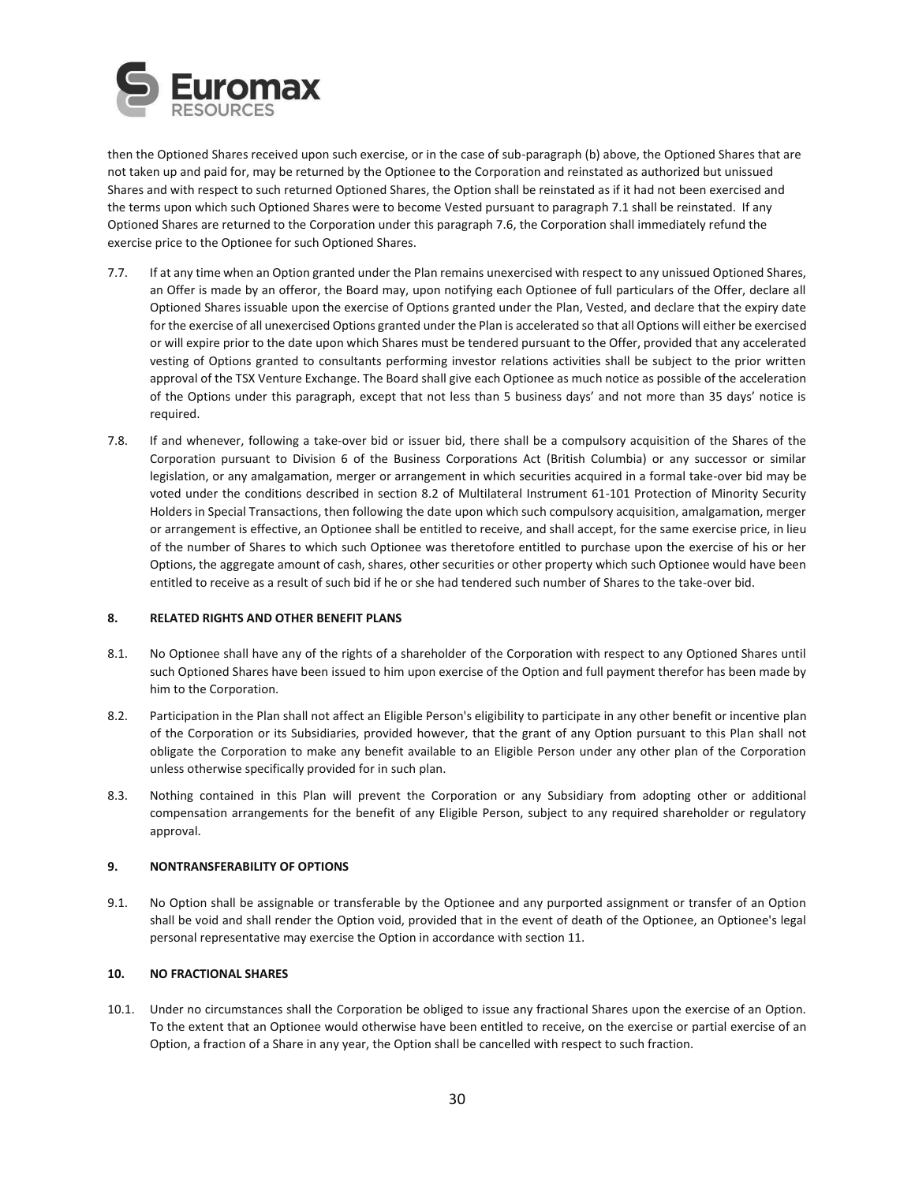then the Optioned Shares received upon such exercise, or in the case of sub-paragraph (b) above, the Optioned Shares that are not taken up and paid for, may be returned by the Optionee to the Corporation and reinstated as authorized but unissued Shares and with respect to such returned Optioned Shares, the Option shall be reinstated as if it had not been exercised and the terms upon which such Optioned Shares were to become Vested pursuant to paragraph 7.1 shall be reinstated. If any Optioned Shares are returned to the Corporation under this paragraph 7.6, the Corporation shall immediately refund the exercise price to the Optionee for such Optioned Shares.

7.7. If at any time when an Option granted under the Plan remains unexercised with respect to any unissued Optioned Shares, an Offer is made by an offeror, the Board may, upon notifying each Optionee of full particulars of the Offer, declare all Optioned Shares issuable upon the exercise of Options granted under the Plan, Vested, and declare that the expiry date for the exercise of all unexercised Options granted under the Plan is accelerated so that all Options will either be exercised or will expire prior to the date upon which Shares must be tendered pursuant to the Offer, provided that any accelerated vesting of Options granted to consultants performing investor relations activities shall be subject to the prior written approval of the TSX Venture Exchange. The Board shall give each Optionee as much notice as possible of the acceleration of the Options under this paragraph, except that not less than 5 business days' and not more than 35 days' notice is required.

7.8. If and whenever, following a take-over bid or issuer bid, there shall be a compulsory acquisition of the Shares of the Corporation pursuant to Division 6 of the Business Corporations Act (British Columbia) or any successor or similar legislation, or any amalgamation, merger or arrangement in which securities acquired in a formal take-over bid may be voted under the conditions described in section 8.2 of Multilateral Instrument 61-101 Protection of Minority Security Holders in Special Transactions, then following the date upon which such compulsory acquisition, amalgamation, merger or arrangement is effective, an Optionee shall be entitled to receive, and shall accept, for the same exercise price, in lieu of the number of Shares to which such Optionee was theretofore entitled to purchase upon the exercise of his or her Options, the aggregate amount of cash, shares, other securities or other property which such Optionee would have been entitled to receive as a result of such bid if he or she had tendered such number of Shares to the take-over bid.

## 8. RELATED RIGHTS AND OTHER BENEFIT PLANS

8.1. No Optionee shall have any of the rights of a shareholder of the Corporation with respect to any Optioned Shares until such Optioned Shares have been issued to him upon exercise of the Option and full payment therefor has been made by him to the Corporation.

8.2. Participation in the Plan shall not affect an Eligible Person's eligibility to participate in any other benefit or incentive plan of the Corporation or its Subsidiaries, provided however, that the grant of any Option pursuant to this Plan shall not obligate the Corporation to make any benefit available to an Eligible Person under any other plan of the Corporation unless otherwise specifically provided for in such plan.

8.3. Nothing contained in this Plan will prevent the Corporation or any Subsidiary from adopting other or additional compensation arrangements for the benefit of any Eligible Person, subject to any required shareholder or regulatory approval.

## 9. NONTRANSFERABILITY OF OPTIONS

9.1. No Option shall be assignable or transferable by the Optionee and any purported assignment or transfer of an Option shall be void and shall render the Option void, provided that in the event of death of the Optionee, an Optionee's legal personal representative may exercise the Option in accordance with section 11.

## 10. NO FRACTIONAL SHARES

10.1. Under no circumstances shall the Corporation be obliged to issue any fractional Shares upon the exercise of an Option. To the extent that an Optionee would otherwise have been entitled to receive, on the exercise or partial exercise of an Option, a fraction of a Share in any year, the Option shall be cancelled with respect to such fraction.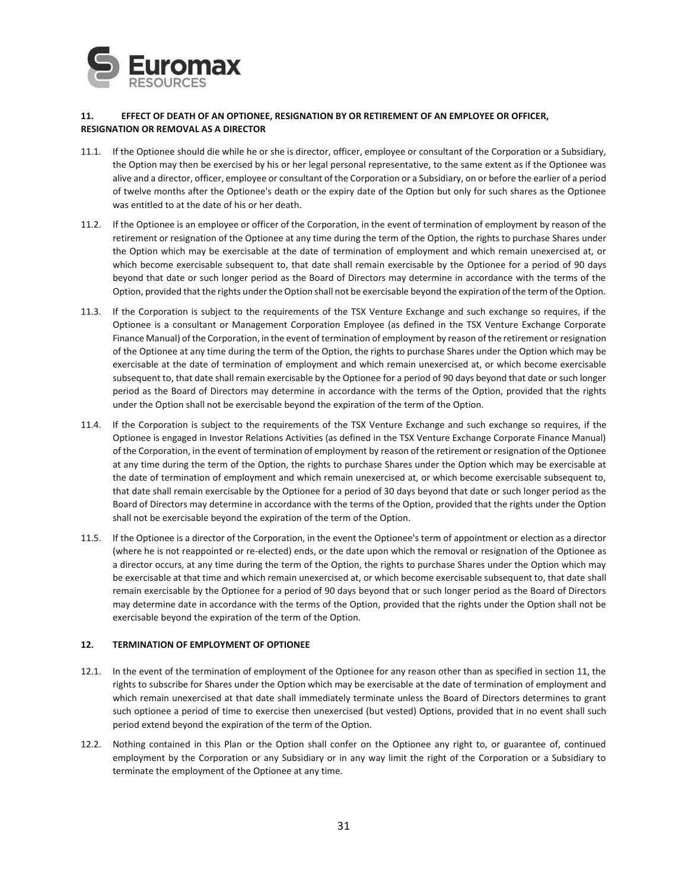## 11. EFFECT OF DEATH OF AN OPTIONEE, RESIGNATION BY OR RETIREMENT OF AN EMPLOYEE OR OFFICER, RESIGNATION OR REMOVAL AS A DIRECTOR

11.1. If the Optionee should die while he or she is director, officer, employee or consultant of the Corporation or a Subsidiary, the Option may then be exercised by his or her legal personal representative, to the same extent as if the Optionee was alive and a director, officer, employee or consultant of the Corporation or a Subsidiary, on or before the earlier of a period of twelve months after the Optionee's death or the expiry date of the Option but only for such shares as the Optionee was entitled to at the date of his or her death.

11.2. If the Optionee is an employee or officer of the Corporation, in the event of termination of employment by reason of the retirement or resignation of the Optionee at any time during the term of the Option, the rights to purchase Shares under the Option which may be exercisable at the date of termination of employment and which remain unexercised at, or which become exercisable subsequent to, that date shall remain exercisable by the Optionee for a period of 90 days beyond that date or such longer period as the Board of Directors may determine in accordance with the terms of the Option, provided that the rights under the Option shall not be exercisable beyond the expiration of the term of the Option.

11.3. If the Corporation is subject to the requirements of the TSX Venture Exchange and such exchange so requires, if the Optionee is a consultant or Management Corporation Employee (as defined in the TSX Venture Exchange Corporate Finance Manual) of the Corporation, in the event of termination of employment by reason of the retirement or resignation of the Optionee at any time during the term of the Option, the rights to purchase Shares under the Option which may be exercisable at the date of termination of employment and which remain unexercised at, or which become exercisable subsequent to, that date shall remain exercisable by the Optionee for a period of 90 days beyond that date or such longer period as the Board of Directors may determine in accordance with the terms of the Option, provided that the rights under the Option shall not be exercisable beyond the expiration of the term of the Option.

11.4. If the Corporation is subject to the requirements of the TSX Venture Exchange and such exchange so requires, if the Optionee is engaged in Investor Relations Activities (as defined in the TSX Venture Exchange Corporate Finance Manual) of the Corporation, in the event of termination of employment by reason of the retirement or resignation of the Optionee at any time during the term of the Option, the rights to purchase Shares under the Option which may be exercisable at the date of termination of employment and which remain unexercised at, or which become exercisable subsequent to, that date shall remain exercisable by the Optionee for a period of 30 days beyond that date or such longer period as the Board of Directors may determine in accordance with the terms of the Option, provided that the rights under the Option shall not be exercisable beyond the expiration of the term of the Option.

11.5. If the Optionee is a director of the Corporation, in the event the Optionee's term of appointment or election as a director (where he is not reappointed or re-elected) ends, or the date upon which the removal or resignation of the Optionee as a director occurs, at any time during the term of the Option, the rights to purchase Shares under the Option which may be exercisable at that time and which remain unexercised at, or which become exercisable subsequent to, that date shall remain exercisable by the Optionee for a period of 90 days beyond that or such longer period as the Board of Directors may determine date in accordance with the terms of the Option, provided that the rights under the Option shall not be exercisable beyond the expiration of the term of the Option.

## 12. TERMINATION OF EMPLOYMENT OF OPTIONEE

12.1. In the event of the termination of employment of the Optionee for any reason other than as specified in section 11, the rights to subscribe for Shares under the Option which may be exercisable at the date of termination of employment and which remain unexercised at that date shall immediately terminate unless the Board of Directors determines to grant such optionee a period of time to exercise then unexercised (but vested) Options, provided that in no event shall such period extend beyond the expiration of the term of the Option.

12.2. Nothing contained in this Plan or the Option shall confer on the Optionee any right to, or guarantee of, continued employment by the Corporation or any Subsidiary or in any way limit the right of the Corporation or a Subsidiary to terminate the employment of the Optionee at any time.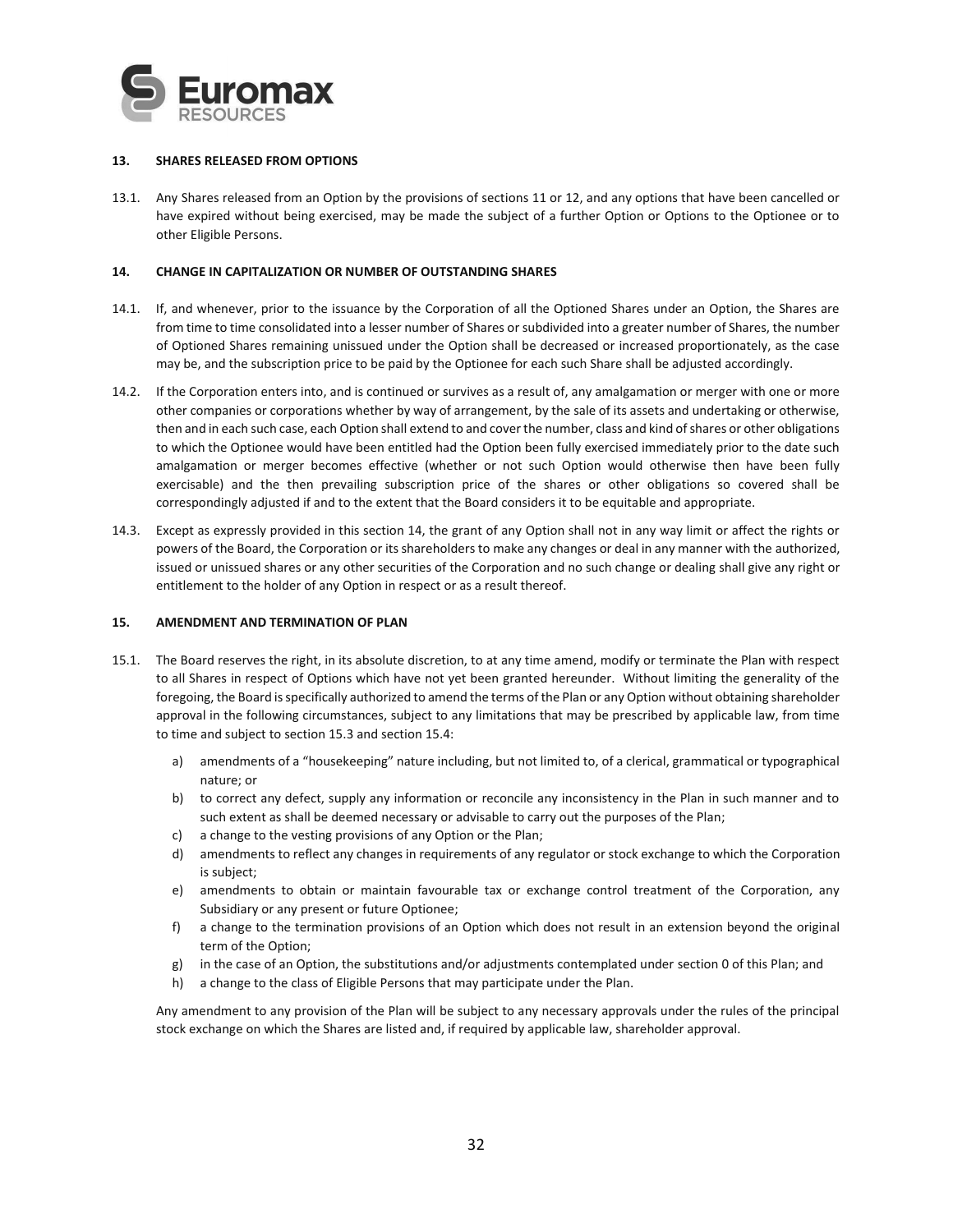### 13. SHARES RELEASED FROM OPTIONS

13.1. Any Shares released from an Option by the provisions of sections 11 or 12, and any options that have been cancelled or have expired without being exercised, may be made the subject of a further Option or Options to the Optionee or to other Eligible Persons.

### 14. CHANGE IN CAPITALIZATION OR NUMBER OF OUTSTANDING SHARES

14.1. If, and whenever, prior to the issuance by the Corporation of all the Optioned Shares under an Option, the Shares are from time to time consolidated into a lesser number of Shares or subdivided into a greater number of Shares, the number of Optioned Shares remaining unissued under the Option shall be decreased or increased proportionately, as the case may be, and the subscription price to be paid by the Optionee for each such Share shall be adjusted accordingly.

14.2. If the Corporation enters into, and is continued or survives as a result of, any amalgamation or merger with one or more other companies or corporations whether by way of arrangement, by the sale of its assets and undertaking or otherwise, then and in each such case, each Option shall extend to and cover the number, class and kind of shares or other obligations to which the Optionee would have been entitled had the Option been fully exercised immediately prior to the date such amalgamation or merger becomes effective (whether or not such Option would otherwise then have been fully exercisable) and the then prevailing subscription price of the shares or other obligations so covered shall be correspondingly adjusted if and to the extent that the Board considers it to be equitable and appropriate.

14.3. Except as expressly provided in this section 14, the grant of any Option shall not in any way limit or affect the rights or powers of the Board, the Corporation or its shareholders to make any changes or deal in any manner with the authorized, issued or unissued shares or any other securities of the Corporation and no such change or dealing shall give any right or entitlement to the holder of any Option in respect or as a result thereof.

### 15. AMENDMENT AND TERMINATION OF PLAN

15.1. The Board reserves the right, in its absolute discretion, to at any time amend, modify or terminate the Plan with respect to all Shares in respect of Options which have not yet been granted hereunder. Without limiting the generality of the foregoing, the Board is specifically authorized to amend the terms of the Plan or any Option without obtaining shareholder approval in the following circumstances, subject to any limitations that may be prescribed by applicable law, from time to time and subject to section 15.3 and section 15.4:

a) amendments of a "housekeeping" nature including, but not limited to, of a clerical, grammatical or typographical nature; or
b) to correct any defect, supply any information or reconcile any inconsistency in the Plan in such manner and to such extent as shall be deemed necessary or advisable to carry out the purposes of the Plan;
c) a change to the vesting provisions of any Option or the Plan;
d) amendments to reflect any changes in requirements of any regulator or stock exchange to which the Corporation is subject;
e) amendments to obtain or maintain favourable tax or exchange control treatment of the Corporation, any Subsidiary or any present or future Optionee;
f) a change to the termination provisions of an Option which does not result in an extension beyond the original term of the Option;
g) in the case of an Option, the substitutions and/or adjustments contemplated under section 0 of this Plan; and
h) a change to the class of Eligible Persons that may participate under the Plan.

Any amendment to any provision of the Plan will be subject to any necessary approvals under the rules of the principal stock exchange on which the Shares are listed and, if required by applicable law, shareholder approval.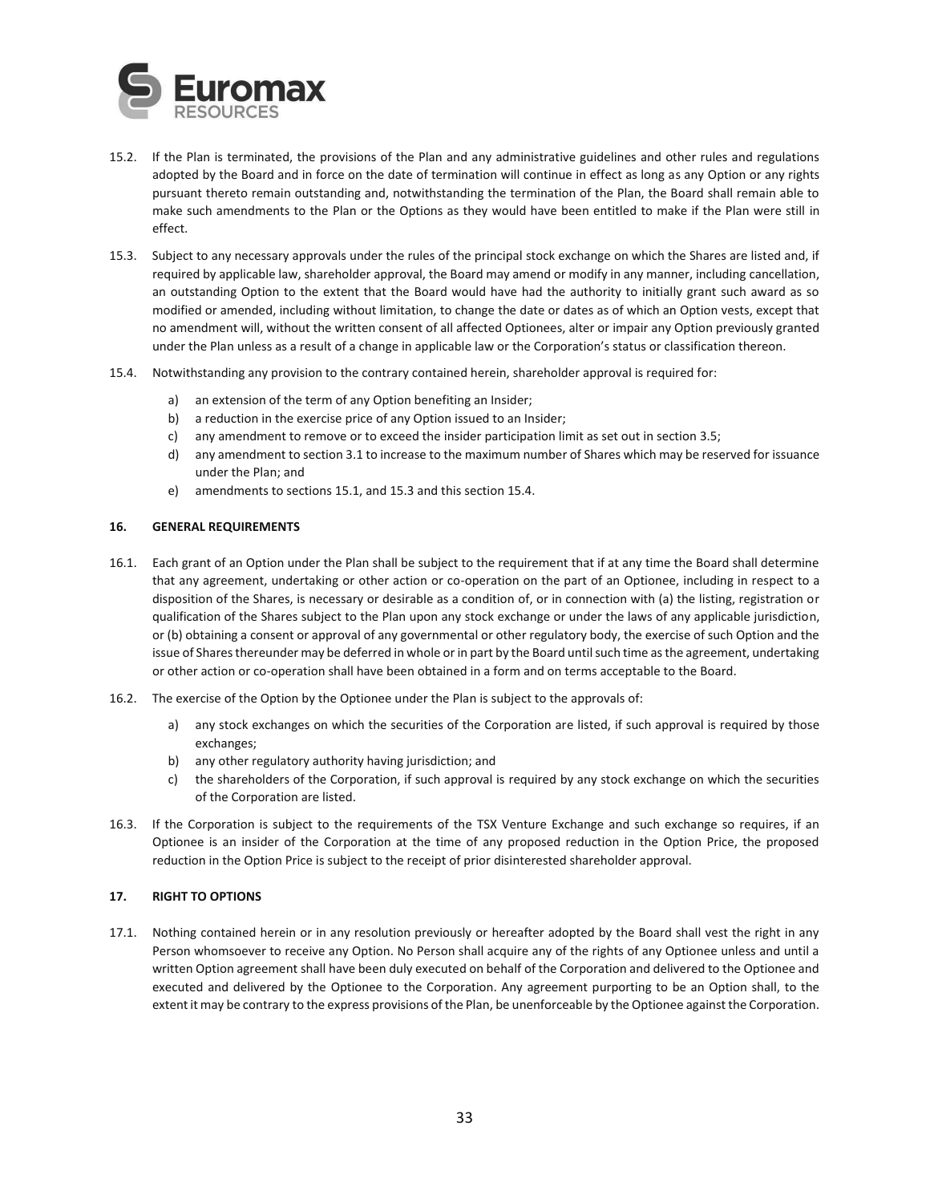15.2. If the Plan is terminated, the provisions of the Plan and any administrative guidelines and other rules and regulations adopted by the Board and in force on the date of termination will continue in effect as long as any Option or any rights pursuant thereto remain outstanding and, notwithstanding the termination of the Plan, the Board shall remain able to make such amendments to the Plan or the Options as they would have been entitled to make if the Plan were still in effect.

15.3. Subject to any necessary approvals under the rules of the principal stock exchange on which the Shares are listed and, if required by applicable law, shareholder approval, the Board may amend or modify in any manner, including cancellation, an outstanding Option to the extent that the Board would have had the authority to initially grant such award as so modified or amended, including without limitation, to change the date or dates as of which an Option vests, except that no amendment will, without the written consent of all affected Optionees, alter or impair any Option previously granted under the Plan unless as a result of a change in applicable law or the Corporation's status or classification thereon.

15.4. Notwithstanding any provision to the contrary contained herein, shareholder approval is required for:

a) an extension of the term of any Option benefiting an Insider;
b) a reduction in the exercise price of any Option issued to an Insider;
c) any amendment to remove or to exceed the insider participation limit as set out in section 3.5;
d) any amendment to section 3.1 to increase to the maximum number of Shares which may be reserved for issuance under the Plan; and
e) amendments to sections 15.1, and 15.3 and this section 15.4.

## 16. GENERAL REQUIREMENTS

16.1. Each grant of an Option under the Plan shall be subject to the requirement that if at any time the Board shall determine that any agreement, undertaking or other action or co-operation on the part of an Optionee, including in respect to a disposition of the Shares, is necessary or desirable as a condition of, or in connection with (a) the listing, registration or qualification of the Shares subject to the Plan upon any stock exchange or under the laws of any applicable jurisdiction, or (b) obtaining a consent or approval of any governmental or other regulatory body, the exercise of such Option and the issue of Shares thereunder may be deferred in whole or in part by the Board until such time as the agreement, undertaking or other action or co-operation shall have been obtained in a form and on terms acceptable to the Board.

16.2. The exercise of the Option by the Optionee under the Plan is subject to the approvals of:

a) any stock exchanges on which the securities of the Corporation are listed, if such approval is required by those exchanges;
b) any other regulatory authority having jurisdiction; and
c) the shareholders of the Corporation, if such approval is required by any stock exchange on which the securities of the Corporation are listed.

16.3. If the Corporation is subject to the requirements of the TSX Venture Exchange and such exchange so requires, if an Optionee is an insider of the Corporation at the time of any proposed reduction in the Option Price, the proposed reduction in the Option Price is subject to the receipt of prior disinterested shareholder approval.

## 17. RIGHT TO OPTIONS

17.1. Nothing contained herein or in any resolution previously or hereafter adopted by the Board shall vest the right in any Person whomsoever to receive any Option. No Person shall acquire any of the rights of any Optionee unless and until a written Option agreement shall have been duly executed on behalf of the Corporation and delivered to the Optionee and executed and delivered by the Optionee to the Corporation. Any agreement purporting to be an Option shall, to the extent it may be contrary to the express provisions of the Plan, be unenforceable by the Optionee against the Corporation.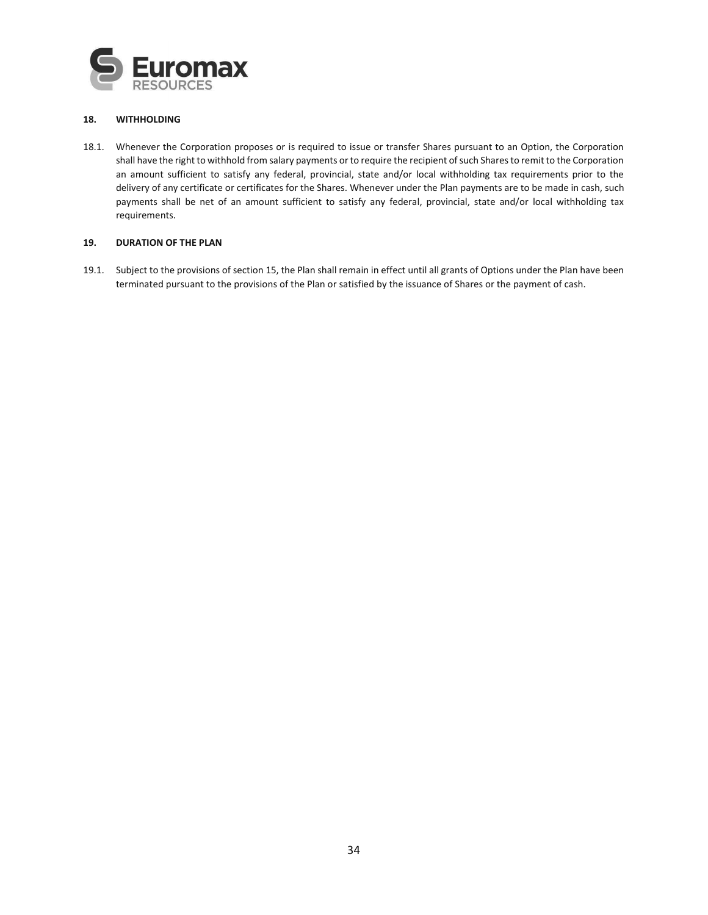## 18. WITHHOLDING

18.1. Whenever the Corporation proposes or is required to issue or transfer Shares pursuant to an Option, the Corporation shall have the right to withhold from salary payments or to require the recipient of such Shares to remit to the Corporation an amount sufficient to satisfy any federal, provincial, state and/or local withholding tax requirements prior to the delivery of any certificate or certificates for the Shares. Whenever under the Plan payments are to be made in cash, such payments shall be net of an amount sufficient to satisfy any federal, provincial, state and/or local withholding tax requirements.

## 19. DURATION OF THE PLAN

19.1. Subject to the provisions of section 15, the Plan shall remain in effect until all grants of Options under the Plan have been terminated pursuant to the provisions of the Plan or satisfied by the issuance of Shares or the payment of cash.